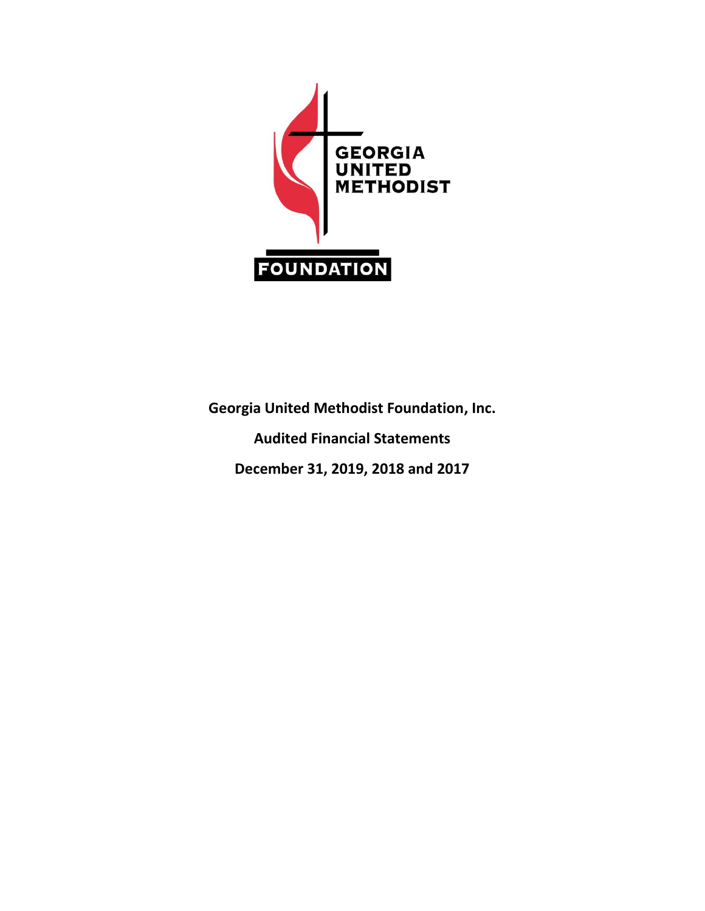GEORGIA UNITED METHODIST

FOUNDATION

**Georgia United Methodist Foundation, Inc.**

**Audited Financial Statements**

**December 31, 2019, 2018 and 2017**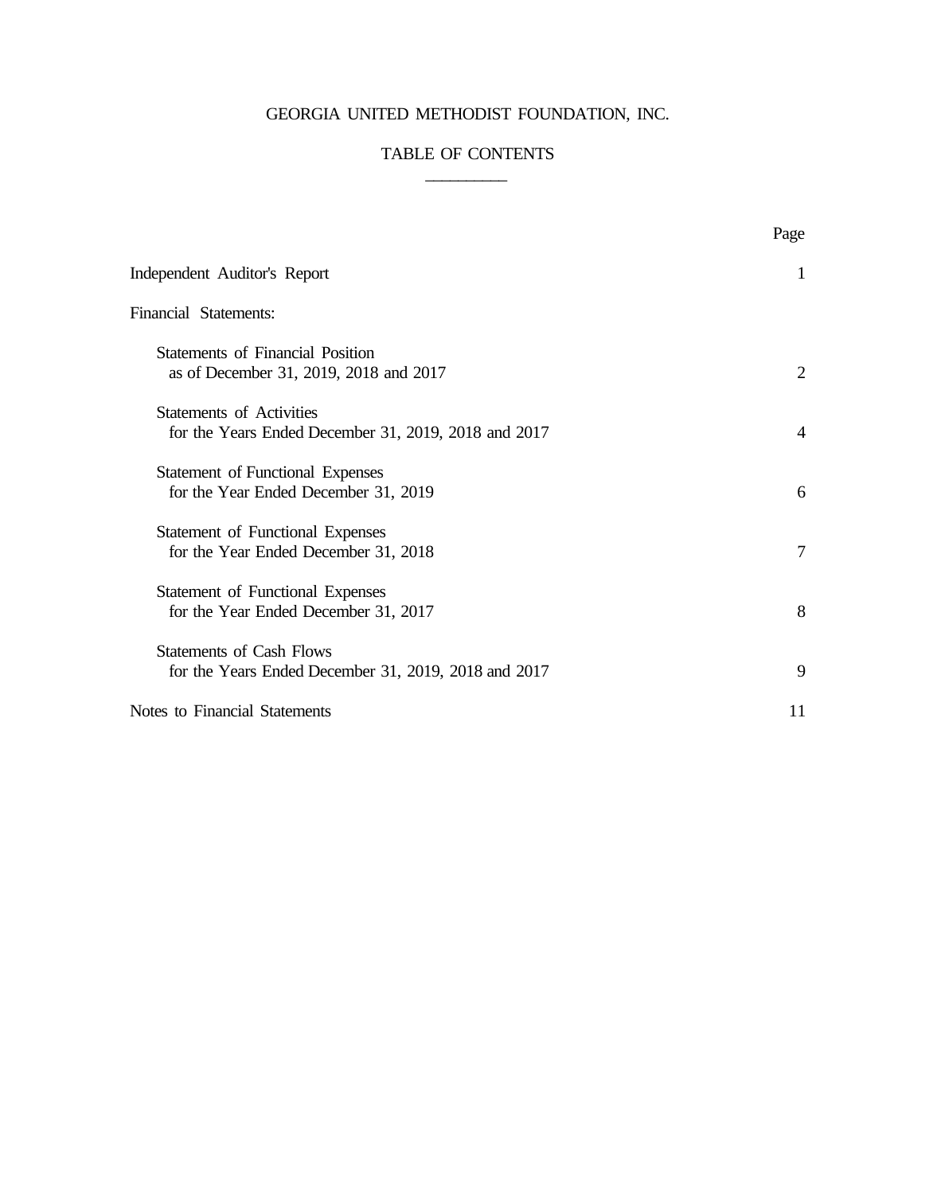# GEORGIA UNITED METHODIST FOUNDATION, INC.

## TABLE OF CONTENTS

| | Page |
|---|---|
| Independent Auditor's Report | 1 |
| Financial Statements: | |
| Statements of Financial Position as of December 31, 2019, 2018 and 2017 | 2 |
| Statements of Activities for the Years Ended December 31, 2019, 2018 and 2017 | 4 |
| Statement of Functional Expenses for the Year Ended December 31, 2019 | 6 |
| Statement of Functional Expenses for the Year Ended December 31, 2018 | 7 |
| Statement of Functional Expenses for the Year Ended December 31, 2017 | 8 |
| Statements of Cash Flows for the Years Ended December 31, 2019, 2018 and 2017 | 9 |
| Notes to Financial Statements | 11 |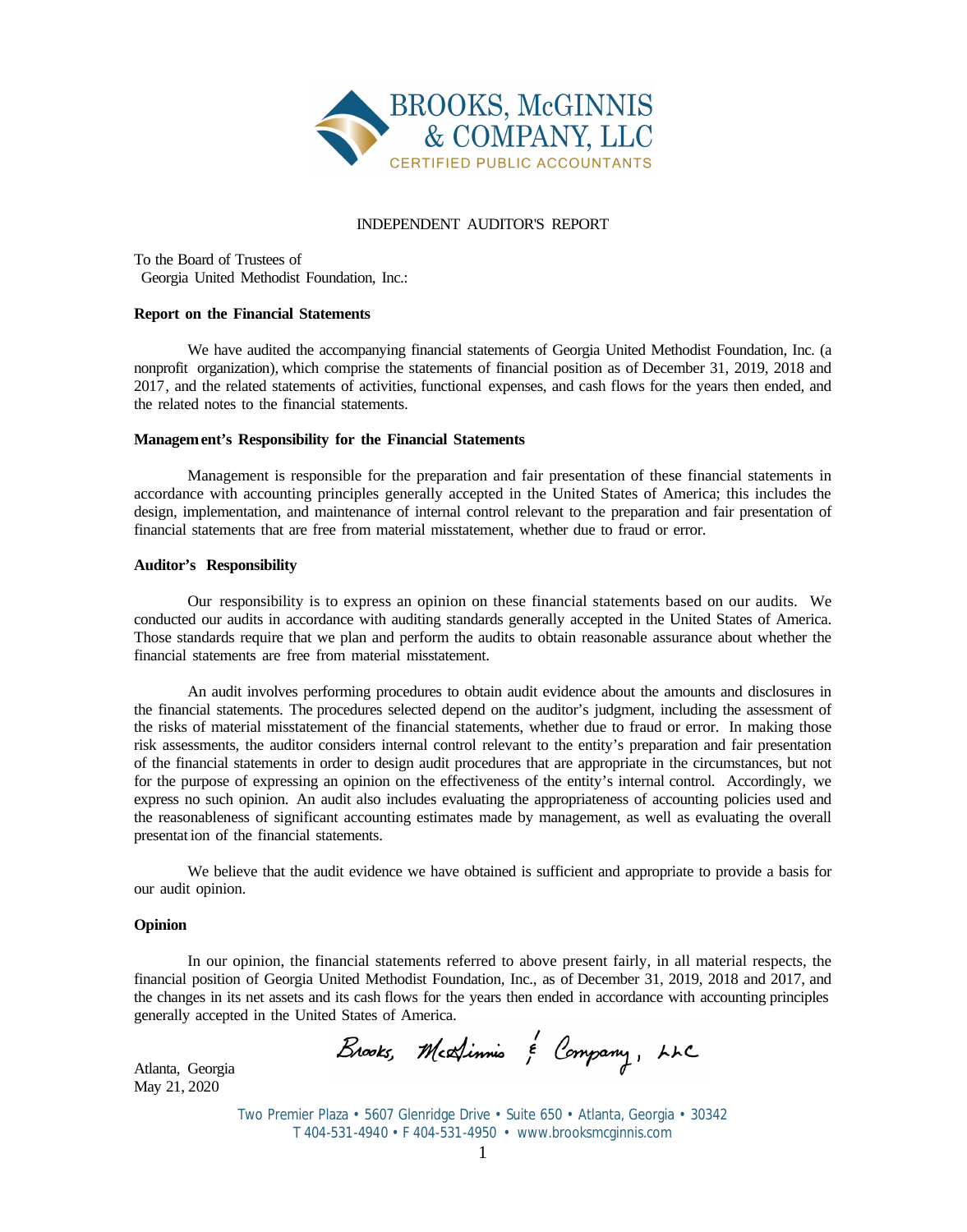BROOKS, McGINNIS & COMPANY, LLC
CERTIFIED PUBLIC ACCOUNTANTS

# INDEPENDENT AUDITOR'S REPORT

To the Board of Trustees of
Georgia United Methodist Foundation, Inc.:

**Report on the Financial Statements**

We have audited the accompanying financial statements of Georgia United Methodist Foundation, Inc. (a nonprofit organization), which comprise the statements of financial position as of December 31, 2019, 2018 and 2017, and the related statements of activities, functional expenses, and cash flows for the years then ended, and the related notes to the financial statements.

**Management's Responsibility for the Financial Statements**

Management is responsible for the preparation and fair presentation of these financial statements in accordance with accounting principles generally accepted in the United States of America; this includes the design, implementation, and maintenance of internal control relevant to the preparation and fair presentation of financial statements that are free from material misstatement, whether due to fraud or error.

**Auditor's Responsibility**

Our responsibility is to express an opinion on these financial statements based on our audits. We conducted our audits in accordance with auditing standards generally accepted in the United States of America. Those standards require that we plan and perform the audits to obtain reasonable assurance about whether the financial statements are free from material misstatement.

An audit involves performing procedures to obtain audit evidence about the amounts and disclosures in the financial statements. The procedures selected depend on the auditor's judgment, including the assessment of the risks of material misstatement of the financial statements, whether due to fraud or error. In making those risk assessments, the auditor considers internal control relevant to the entity's preparation and fair presentation of the financial statements in order to design audit procedures that are appropriate in the circumstances, but not for the purpose of expressing an opinion on the effectiveness of the entity's internal control. Accordingly, we express no such opinion. An audit also includes evaluating the appropriateness of accounting policies used and the reasonableness of significant accounting estimates made by management, as well as evaluating the overall presentation of the financial statements.

We believe that the audit evidence we have obtained is sufficient and appropriate to provide a basis for our audit opinion.

**Opinion**

In our opinion, the financial statements referred to above present fairly, in all material respects, the financial position of Georgia United Methodist Foundation, Inc., as of December 31, 2019, 2018 and 2017, and the changes in its net assets and its cash flows for the years then ended in accordance with accounting principles generally accepted in the United States of America.

Brooks, McGinnis & Company, LLC

Atlanta, Georgia
May 21, 2020

Two Premier Plaza • 5607 Glenridge Drive • Suite 650 • Atlanta, Georgia • 30342
T 404-531-4940 • F 404-531-4950 • www.brooksmcginnis.com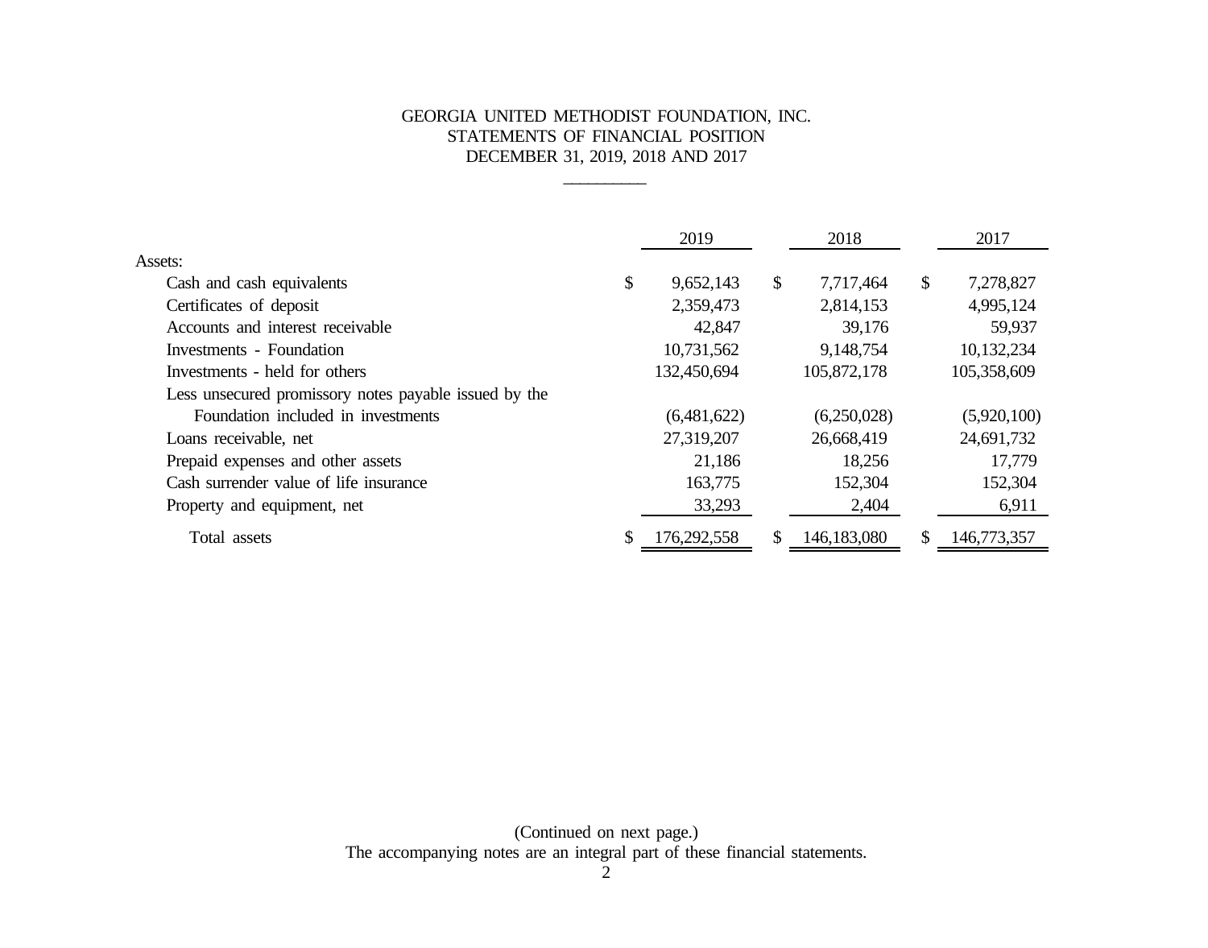# GEORGIA UNITED METHODIST FOUNDATION, INC.
## STATEMENTS OF FINANCIAL POSITION
## DECEMBER 31, 2019, 2018 AND 2017

| | 2019 | 2018 | 2017 |
|---|---|---|---|
| Assets: | | | |
| Cash and cash equivalents | $ 9,652,143 | $ 7,717,464 | $ 7,278,827 |
| Certificates of deposit | 2,359,473 | 2,814,153 | 4,995,124 |
| Accounts and interest receivable | 42,847 | 39,176 | 59,937 |
| Investments - Foundation | 10,731,562 | 9,148,754 | 10,132,234 |
| Investments - held for others | 132,450,694 | 105,872,178 | 105,358,609 |
| Less unsecured promissory notes payable issued by the Foundation included in investments | (6,481,622) | (6,250,028) | (5,920,100) |
| Loans receivable, net | 27,319,207 | 26,668,419 | 24,691,732 |
| Prepaid expenses and other assets | 21,186 | 18,256 | 17,779 |
| Cash surrender value of life insurance | 163,775 | 152,304 | 152,304 |
| Property and equipment, net | 33,293 | 2,404 | 6,911 |
| Total assets | $ 176,292,558 | $ 146,183,080 | $ 146,773,357 |

(Continued on next page.)

The accompanying notes are an integral part of these financial statements.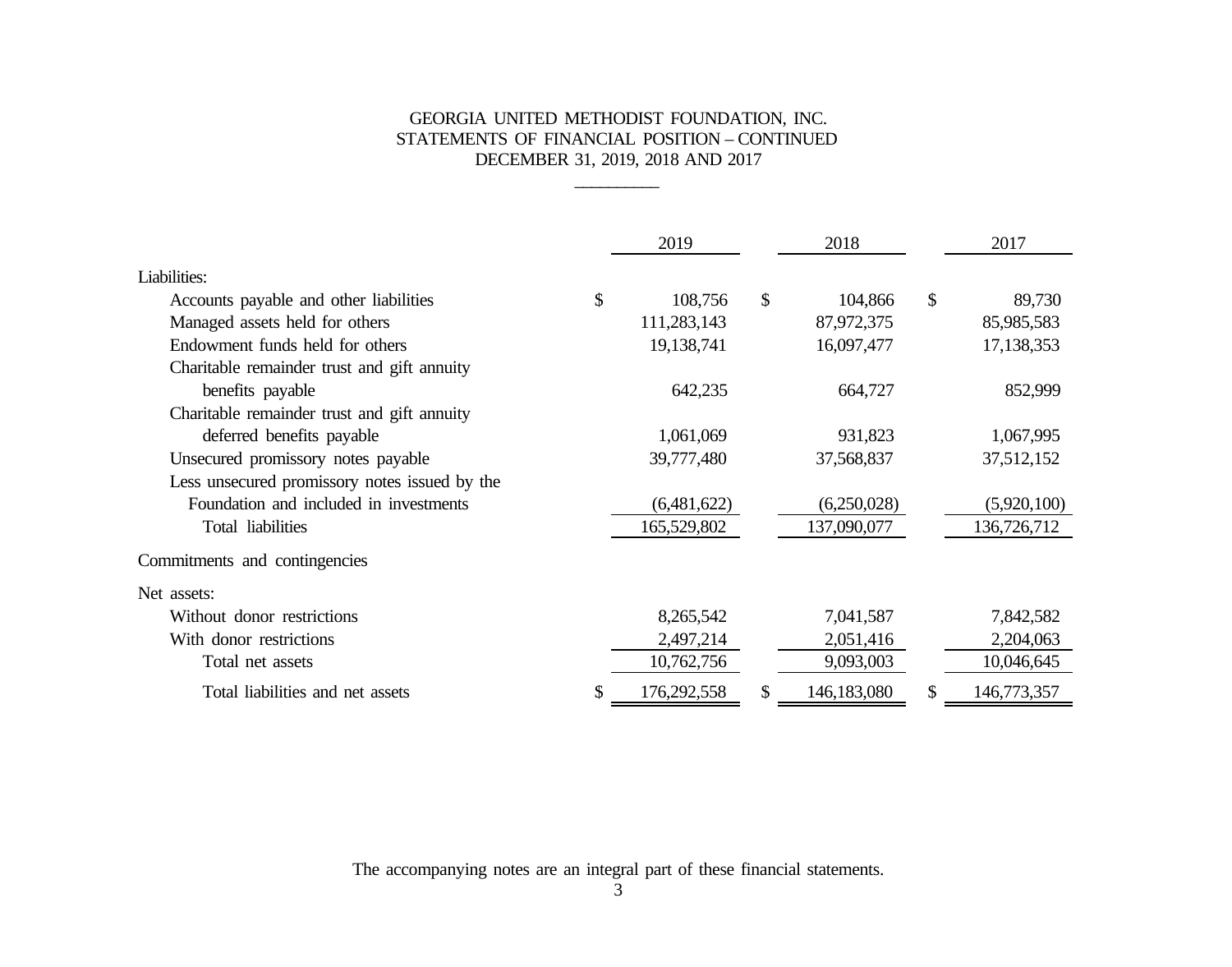GEORGIA UNITED METHODIST FOUNDATION, INC.
STATEMENTS OF FINANCIAL POSITION – CONTINUED
DECEMBER 31, 2019, 2018 AND 2017

| | 2019 | 2018 | 2017 |
|---|---|---|---|
| Liabilities: | | | |
| Accounts payable and other liabilities | $ 108,756 | $ 104,866 | $ 89,730 |
| Managed assets held for others | 111,283,143 | 87,972,375 | 85,985,583 |
| Endowment funds held for others | 19,138,741 | 16,097,477 | 17,138,353 |
| Charitable remainder trust and gift annuity benefits payable | 642,235 | 664,727 | 852,999 |
| Charitable remainder trust and gift annuity deferred benefits payable | 1,061,069 | 931,823 | 1,067,995 |
| Unsecured promissory notes payable | 39,777,480 | 37,568,837 | 37,512,152 |
| Less unsecured promissory notes issued by the Foundation and included in investments | (6,481,622) | (6,250,028) | (5,920,100) |
| Total liabilities | 165,529,802 | 137,090,077 | 136,726,712 |
| Commitments and contingencies | | | |
| Net assets: | | | |
| Without donor restrictions | 8,265,542 | 7,041,587 | 7,842,582 |
| With donor restrictions | 2,497,214 | 2,051,416 | 2,204,063 |
| Total net assets | 10,762,756 | 9,093,003 | 10,046,645 |
| Total liabilities and net assets | $ 176,292,558 | $ 146,183,080 | $ 146,773,357 |

The accompanying notes are an integral part of these financial statements.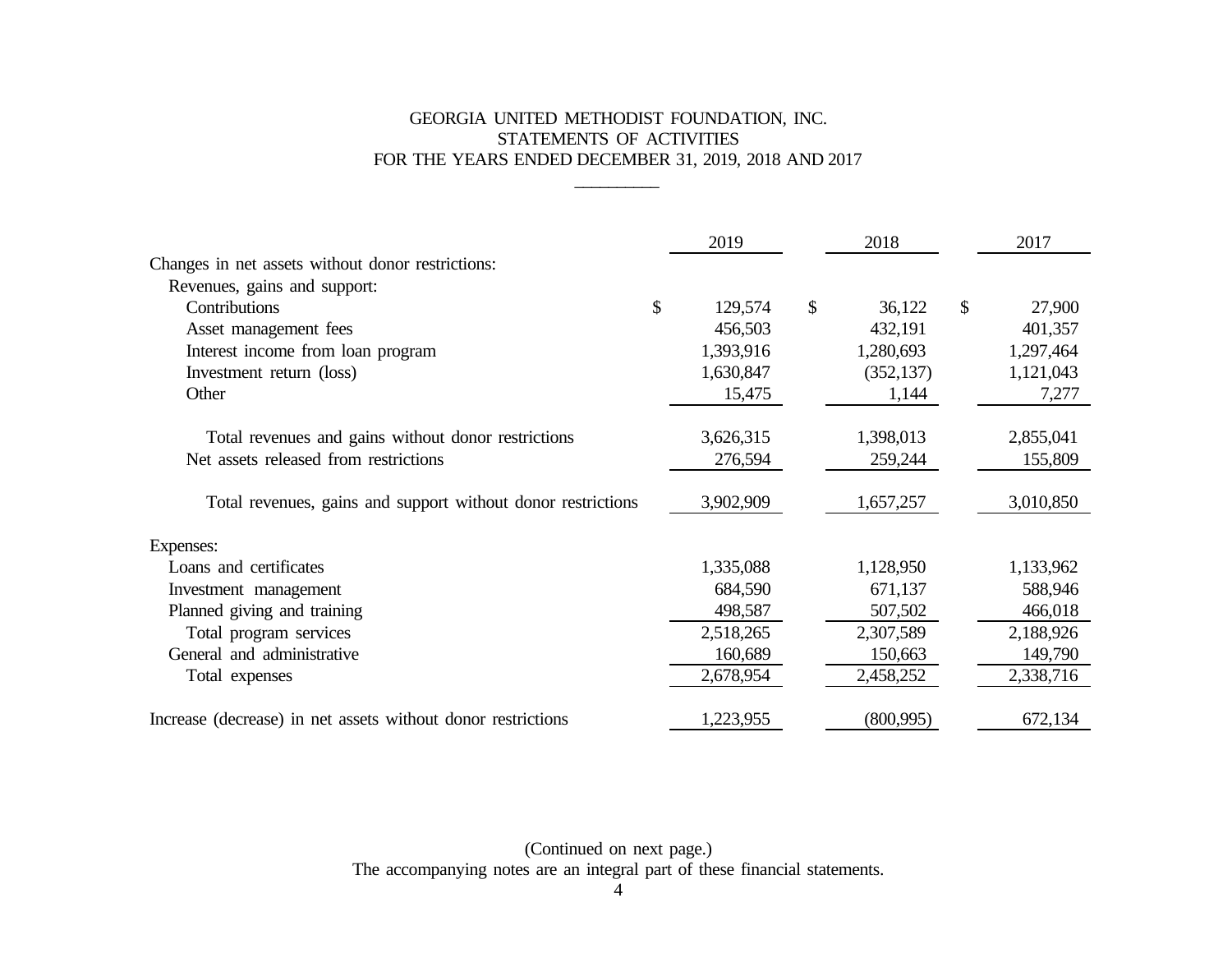# GEORGIA UNITED METHODIST FOUNDATION, INC.
## STATEMENTS OF ACTIVITIES
### FOR THE YEARS ENDED DECEMBER 31, 2019, 2018 AND 2017

| | 2019 | 2018 | 2017 |
|---|---|---|---|
| Changes in net assets without donor restrictions: | | | |
| Revenues, gains and support: | | | |
| Contributions | $ 129,574 | $ 36,122 | $ 27,900 |
| Asset management fees | 456,503 | 432,191 | 401,357 |
| Interest income from loan program | 1,393,916 | 1,280,693 | 1,297,464 |
| Investment return (loss) | 1,630,847 | (352,137) | 1,121,043 |
| Other | 15,475 | 1,144 | 7,277 |
| Total revenues and gains without donor restrictions | 3,626,315 | 1,398,013 | 2,855,041 |
| Net assets released from restrictions | 276,594 | 259,244 | 155,809 |
| Total revenues, gains and support without donor restrictions | 3,902,909 | 1,657,257 | 3,010,850 |
| Expenses: | | | |
| Loans and certificates | 1,335,088 | 1,128,950 | 1,133,962 |
| Investment management | 684,590 | 671,137 | 588,946 |
| Planned giving and training | 498,587 | 507,502 | 466,018 |
| Total program services | 2,518,265 | 2,307,589 | 2,188,926 |
| General and administrative | 160,689 | 150,663 | 149,790 |
| Total expenses | 2,678,954 | 2,458,252 | 2,338,716 |
| Increase (decrease) in net assets without donor restrictions | 1,223,955 | (800,995) | 672,134 |

(Continued on next page.)

The accompanying notes are an integral part of these financial statements.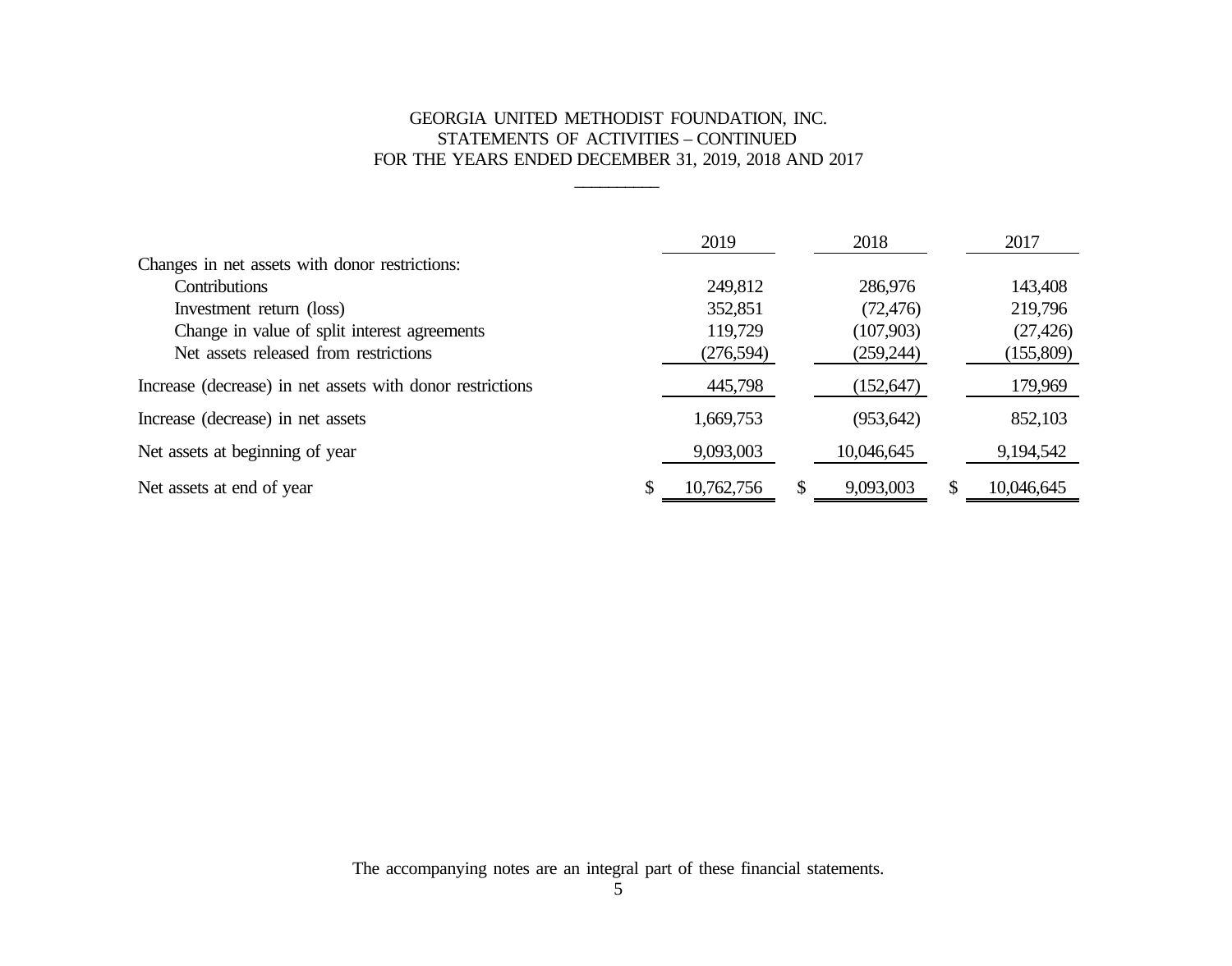GEORGIA UNITED METHODIST FOUNDATION, INC.
STATEMENTS OF ACTIVITIES – CONTINUED
FOR THE YEARS ENDED DECEMBER 31, 2019, 2018 AND 2017

| | 2019 | 2018 | 2017 |
|---|---|---|---|
| Changes in net assets with donor restrictions: | | | |
| Contributions | 249,812 | 286,976 | 143,408 |
| Investment return (loss) | 352,851 | (72,476) | 219,796 |
| Change in value of split interest agreements | 119,729 | (107,903) | (27,426) |
| Net assets released from restrictions | (276,594) | (259,244) | (155,809) |
| Increase (decrease) in net assets with donor restrictions | 445,798 | (152,647) | 179,969 |
| Increase (decrease) in net assets | 1,669,753 | (953,642) | 852,103 |
| Net assets at beginning of year | 9,093,003 | 10,046,645 | 9,194,542 |
| Net assets at end of year | $ 10,762,756 | $ 9,093,003 | $ 10,046,645 |

The accompanying notes are an integral part of these financial statements.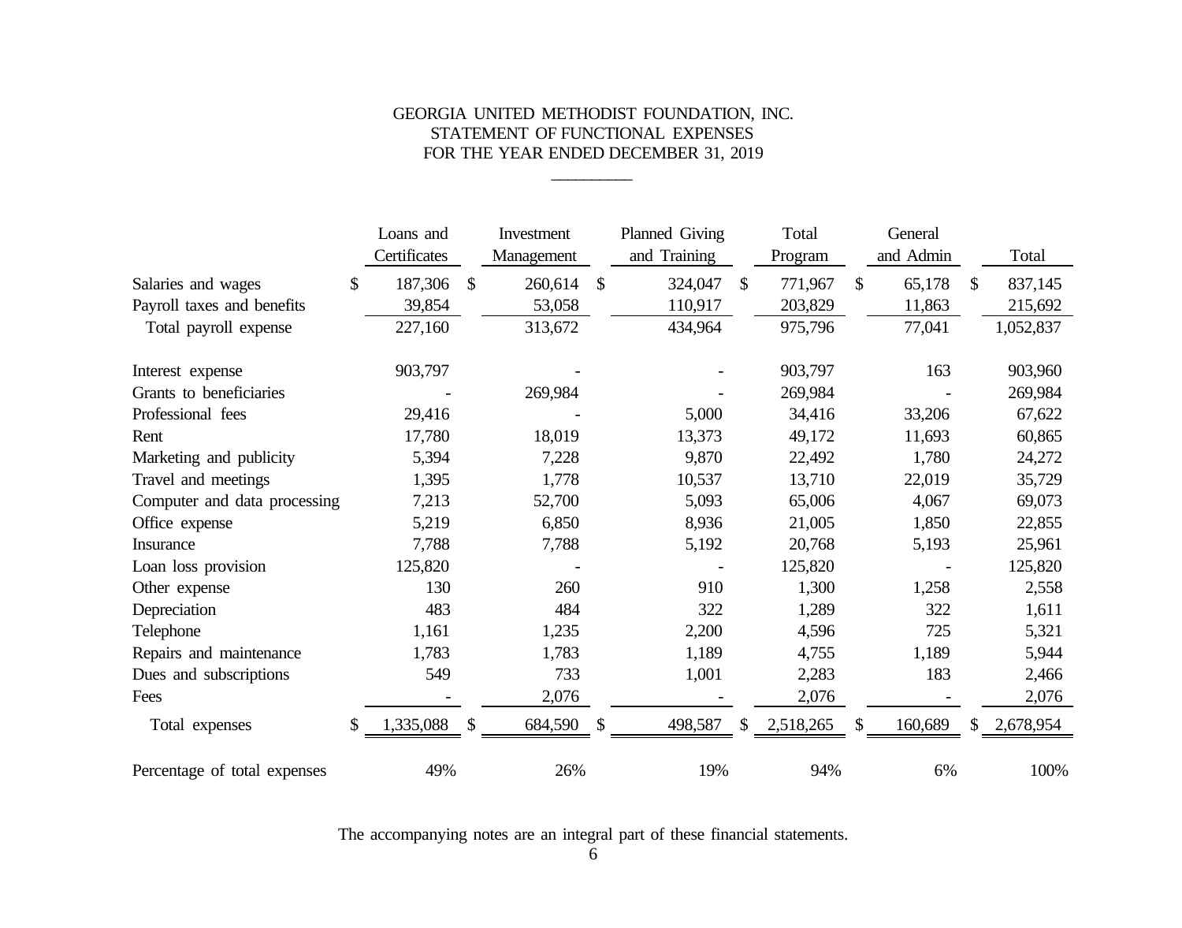# GEORGIA UNITED METHODIST FOUNDATION, INC.
## STATEMENT OF FUNCTIONAL EXPENSES
## FOR THE YEAR ENDED DECEMBER 31, 2019

| | Loans and Certificates | Investment Management | Planned Giving and Training | Total Program | General and Admin | Total |
|---|---|---|---|---|---|---|
| Salaries and wages | $ 187,306 | $ 260,614 | $ 324,047 | $ 771,967 | $ 65,178 | $ 837,145 |
| Payroll taxes and benefits | 39,854 | 53,058 | 110,917 | 203,829 | 11,863 | 215,692 |
| Total payroll expense | 227,160 | 313,672 | 434,964 | 975,796 | 77,041 | 1,052,837 |
| | | | | | | |
| Interest expense | 903,797 | - | - | 903,797 | 163 | 903,960 |
| Grants to beneficiaries | - | 269,984 | - | 269,984 | - | 269,984 |
| Professional fees | 29,416 | - | 5,000 | 34,416 | 33,206 | 67,622 |
| Rent | 17,780 | 18,019 | 13,373 | 49,172 | 11,693 | 60,865 |
| Marketing and publicity | 5,394 | 7,228 | 9,870 | 22,492 | 1,780 | 24,272 |
| Travel and meetings | 1,395 | 1,778 | 10,537 | 13,710 | 22,019 | 35,729 |
| Computer and data processing | 7,213 | 52,700 | 5,093 | 65,006 | 4,067 | 69,073 |
| Office expense | 5,219 | 6,850 | 8,936 | 21,005 | 1,850 | 22,855 |
| Insurance | 7,788 | 7,788 | 5,192 | 20,768 | 5,193 | 25,961 |
| Loan loss provision | 125,820 | - | - | 125,820 | - | 125,820 |
| Other expense | 130 | 260 | 910 | 1,300 | 1,258 | 2,558 |
| Depreciation | 483 | 484 | 322 | 1,289 | 322 | 1,611 |
| Telephone | 1,161 | 1,235 | 2,200 | 4,596 | 725 | 5,321 |
| Repairs and maintenance | 1,783 | 1,783 | 1,189 | 4,755 | 1,189 | 5,944 |
| Dues and subscriptions | 549 | 733 | 1,001 | 2,283 | 183 | 2,466 |
| Fees | - | 2,076 | - | 2,076 | - | 2,076 |
| Total expenses | $ 1,335,088 | $ 684,590 | $ 498,587 | $ 2,518,265 | $ 160,689 | $ 2,678,954 |
| | | | | | | |
| Percentage of total expenses | 49% | 26% | 19% | 94% | 6% | 100% |

The accompanying notes are an integral part of these financial statements.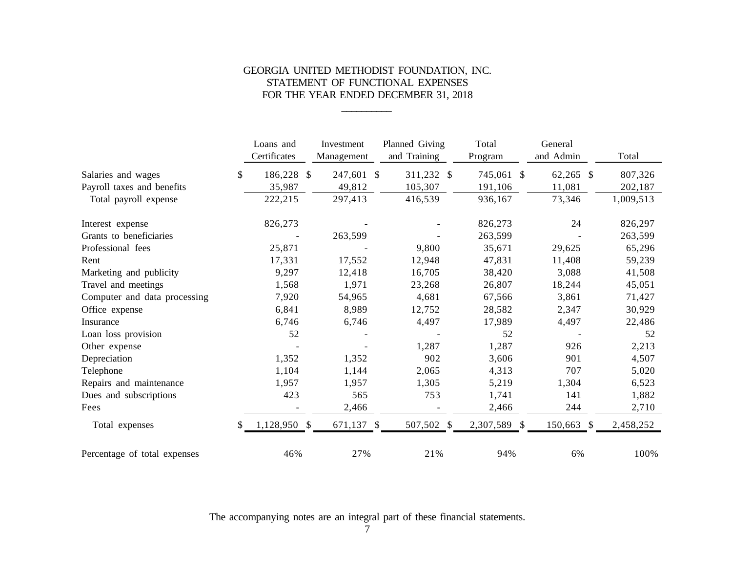# GEORGIA UNITED METHODIST FOUNDATION, INC.
## STATEMENT OF FUNCTIONAL EXPENSES
## FOR THE YEAR ENDED DECEMBER 31, 2018

| | Loans and Certificates | Investment Management | Planned Giving and Training | Total Program | General and Admin | Total |
|---|---|---|---|---|---|---|
| Salaries and wages | $ 186,228 | $ 247,601 | $ 311,232 | $ 745,061 | $ 62,265 | $ 807,326 |
| Payroll taxes and benefits | 35,987 | 49,812 | 105,307 | 191,106 | 11,081 | 202,187 |
| Total payroll expense | 222,215 | 297,413 | 416,539 | 936,167 | 73,346 | 1,009,513 |
| Interest expense | 826,273 | - | - | 826,273 | 24 | 826,297 |
| Grants to beneficiaries | - | 263,599 | - | 263,599 | - | 263,599 |
| Professional fees | 25,871 | - | 9,800 | 35,671 | 29,625 | 65,296 |
| Rent | 17,331 | 17,552 | 12,948 | 47,831 | 11,408 | 59,239 |
| Marketing and publicity | 9,297 | 12,418 | 16,705 | 38,420 | 3,088 | 41,508 |
| Travel and meetings | 1,568 | 1,971 | 23,268 | 26,807 | 18,244 | 45,051 |
| Computer and data processing | 7,920 | 54,965 | 4,681 | 67,566 | 3,861 | 71,427 |
| Office expense | 6,841 | 8,989 | 12,752 | 28,582 | 2,347 | 30,929 |
| Insurance | 6,746 | 6,746 | 4,497 | 17,989 | 4,497 | 22,486 |
| Loan loss provision | 52 | - | - | 52 | - | 52 |
| Other expense | - | - | 1,287 | 1,287 | 926 | 2,213 |
| Depreciation | 1,352 | 1,352 | 902 | 3,606 | 901 | 4,507 |
| Telephone | 1,104 | 1,144 | 2,065 | 4,313 | 707 | 5,020 |
| Repairs and maintenance | 1,957 | 1,957 | 1,305 | 5,219 | 1,304 | 6,523 |
| Dues and subscriptions | 423 | 565 | 753 | 1,741 | 141 | 1,882 |
| Fees | - | 2,466 | - | 2,466 | 244 | 2,710 |
| Total expenses | $ 1,128,950 | $ 671,137 | $ 507,502 | $ 2,307,589 | $ 150,663 | $ 2,458,252 |
| Percentage of total expenses | 46% | 27% | 21% | 94% | 6% | 100% |

The accompanying notes are an integral part of these financial statements.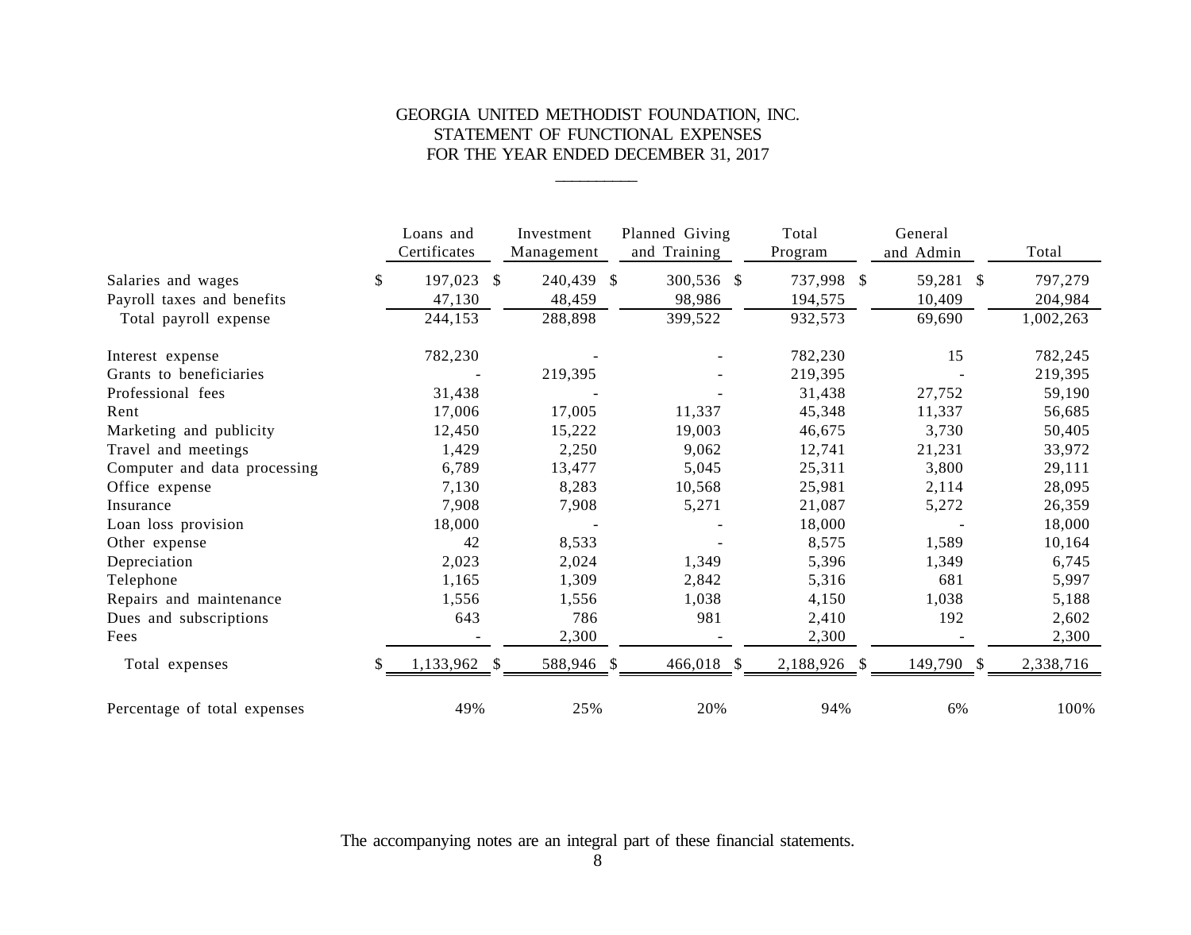# GEORGIA UNITED METHODIST FOUNDATION, INC.
## STATEMENT OF FUNCTIONAL EXPENSES
### FOR THE YEAR ENDED DECEMBER 31, 2017

| | Loans and Certificates | Investment Management | Planned Giving and Training | Total Program | General and Admin | Total |
|---|---|---|---|---|---|---|
| Salaries and wages | $ 197,023 | $ 240,439 | $ 300,536 | $ 737,998 | $ 59,281 | $ 797,279 |
| Payroll taxes and benefits | 47,130 | 48,459 | 98,986 | 194,575 | 10,409 | 204,984 |
| Total payroll expense | 244,153 | 288,898 | 399,522 | 932,573 | 69,690 | 1,002,263 |
| Interest expense | 782,230 | - | - | 782,230 | 15 | 782,245 |
| Grants to beneficiaries | - | 219,395 | - | 219,395 | - | 219,395 |
| Professional fees | 31,438 | - | - | 31,438 | 27,752 | 59,190 |
| Rent | 17,006 | 17,005 | 11,337 | 45,348 | 11,337 | 56,685 |
| Marketing and publicity | 12,450 | 15,222 | 19,003 | 46,675 | 3,730 | 50,405 |
| Travel and meetings | 1,429 | 2,250 | 9,062 | 12,741 | 21,231 | 33,972 |
| Computer and data processing | 6,789 | 13,477 | 5,045 | 25,311 | 3,800 | 29,111 |
| Office expense | 7,130 | 8,283 | 10,568 | 25,981 | 2,114 | 28,095 |
| Insurance | 7,908 | 7,908 | 5,271 | 21,087 | 5,272 | 26,359 |
| Loan loss provision | 18,000 | - | - | 18,000 | - | 18,000 |
| Other expense | 42 | 8,533 | - | 8,575 | 1,589 | 10,164 |
| Depreciation | 2,023 | 2,024 | 1,349 | 5,396 | 1,349 | 6,745 |
| Telephone | 1,165 | 1,309 | 2,842 | 5,316 | 681 | 5,997 |
| Repairs and maintenance | 1,556 | 1,556 | 1,038 | 4,150 | 1,038 | 5,188 |
| Dues and subscriptions | 643 | 786 | 981 | 2,410 | 192 | 2,602 |
| Fees | - | 2,300 | - | 2,300 | - | 2,300 |
| Total expenses | $ 1,133,962 | $ 588,946 | $ 466,018 | $ 2,188,926 | $ 149,790 | $ 2,338,716 |
| Percentage of total expenses | 49% | 25% | 20% | 94% | 6% | 100% |

The accompanying notes are an integral part of these financial statements.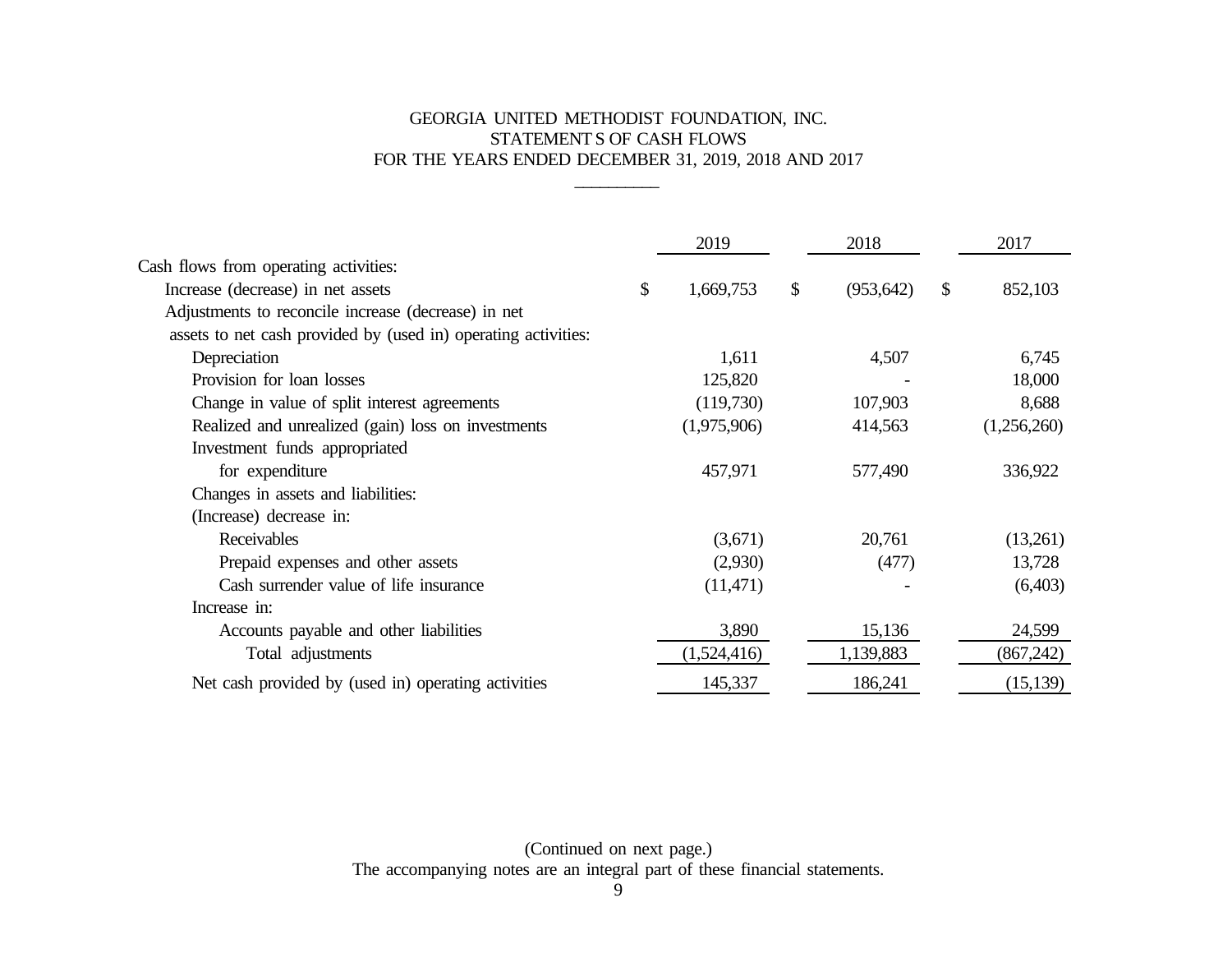# GEORGIA UNITED METHODIST FOUNDATION, INC.
## STATEMENTS OF CASH FLOWS
### FOR THE YEARS ENDED DECEMBER 31, 2019, 2018 AND 2017

| | 2019 | 2018 | 2017 |
|---|---|---|---|
| Cash flows from operating activities: | | | |
| Increase (decrease) in net assets | $ 1,669,753 | $ (953,642) | $ 852,103 |
| Adjustments to reconcile increase (decrease) in net assets to net cash provided by (used in) operating activities: | | | |
| Depreciation | 1,611 | 4,507 | 6,745 |
| Provision for loan losses | 125,820 | - | 18,000 |
| Change in value of split interest agreements | (119,730) | 107,903 | 8,688 |
| Realized and unrealized (gain) loss on investments | (1,975,906) | 414,563 | (1,256,260) |
| Investment funds appropriated for expenditure | 457,971 | 577,490 | 336,922 |
| Changes in assets and liabilities: | | | |
| (Increase) decrease in: | | | |
| Receivables | (3,671) | 20,761 | (13,261) |
| Prepaid expenses and other assets | (2,930) | (477) | 13,728 |
| Cash surrender value of life insurance | (11,471) | - | (6,403) |
| Increase in: | | | |
| Accounts payable and other liabilities | 3,890 | 15,136 | 24,599 |
| Total adjustments | (1,524,416) | 1,139,883 | (867,242) |
| Net cash provided by (used in) operating activities | 145,337 | 186,241 | (15,139) |

(Continued on next page.)

The accompanying notes are an integral part of these financial statements.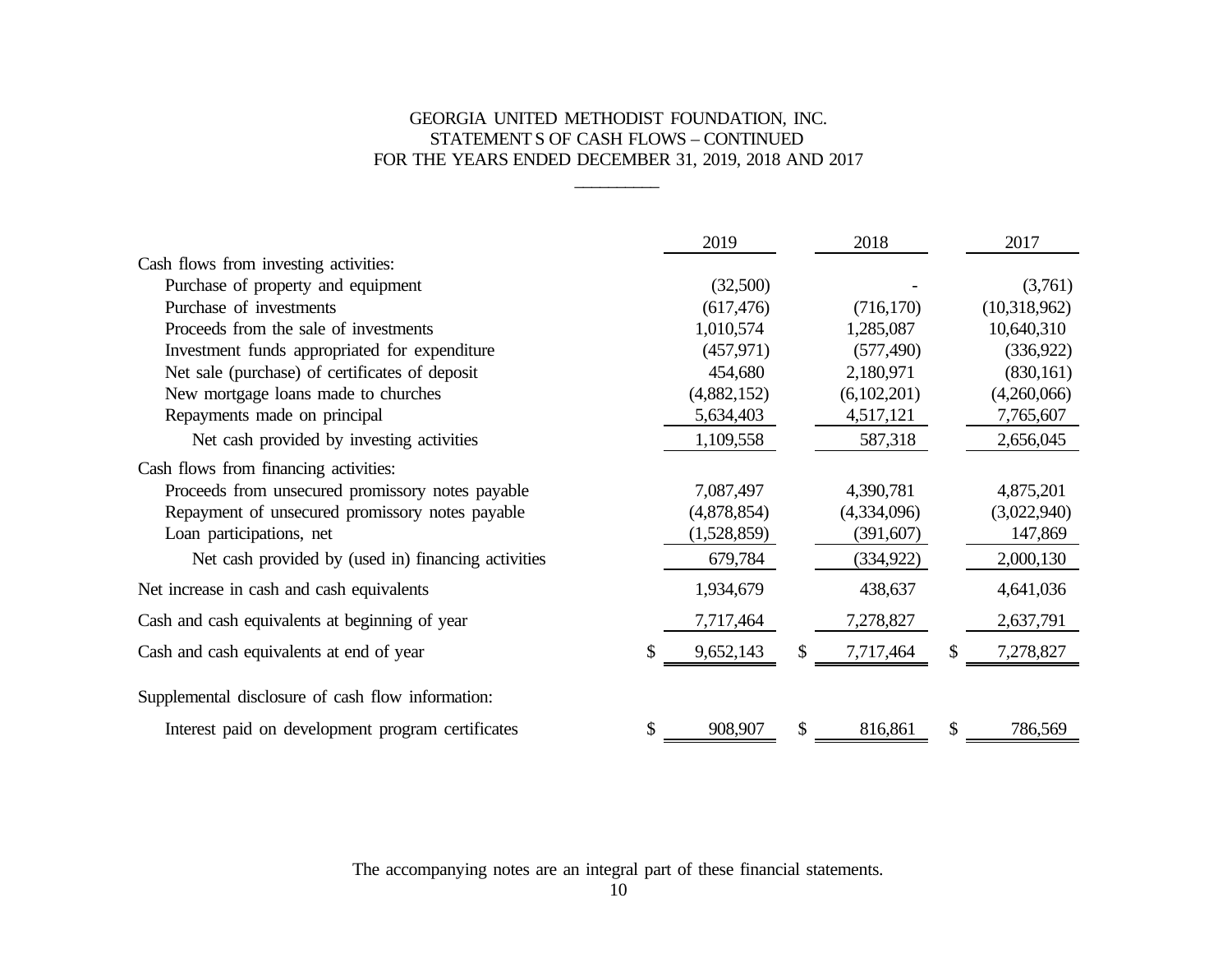# GEORGIA UNITED METHODIST FOUNDATION, INC.
## STATEMENTS OF CASH FLOWS – CONTINUED
## FOR THE YEARS ENDED DECEMBER 31, 2019, 2018 AND 2017

| | 2019 | 2018 | 2017 |
|---|---|---|---|
| Cash flows from investing activities: | | | |
| Purchase of property and equipment | (32,500) | - | (3,761) |
| Purchase of investments | (617,476) | (716,170) | (10,318,962) |
| Proceeds from the sale of investments | 1,010,574 | 1,285,087 | 10,640,310 |
| Investment funds appropriated for expenditure | (457,971) | (577,490) | (336,922) |
| Net sale (purchase) of certificates of deposit | 454,680 | 2,180,971 | (830,161) |
| New mortgage loans made to churches | (4,882,152) | (6,102,201) | (4,260,066) |
| Repayments made on principal | 5,634,403 | 4,517,121 | 7,765,607 |
| Net cash provided by investing activities | 1,109,558 | 587,318 | 2,656,045 |
| Cash flows from financing activities: | | | |
| Proceeds from unsecured promissory notes payable | 7,087,497 | 4,390,781 | 4,875,201 |
| Repayment of unsecured promissory notes payable | (4,878,854) | (4,334,096) | (3,022,940) |
| Loan participations, net | (1,528,859) | (391,607) | 147,869 |
| Net cash provided by (used in) financing activities | 679,784 | (334,922) | 2,000,130 |
| Net increase in cash and cash equivalents | 1,934,679 | 438,637 | 4,641,036 |
| Cash and cash equivalents at beginning of year | 7,717,464 | 7,278,827 | 2,637,791 |
| Cash and cash equivalents at end of year | $ 9,652,143 | $ 7,717,464 | $ 7,278,827 |
| Supplemental disclosure of cash flow information: | | | |
| Interest paid on development program certificates | $ 908,907 | $ 816,861 | $ 786,569 |

The accompanying notes are an integral part of these financial statements.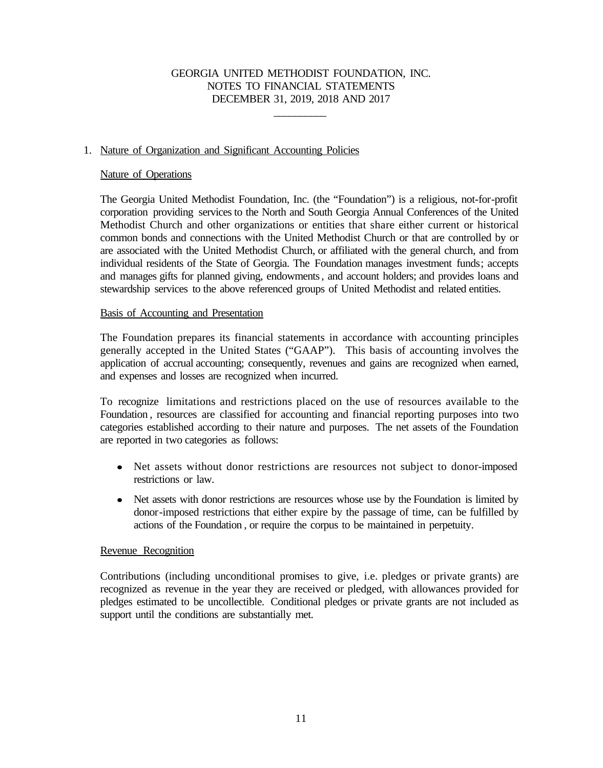# GEORGIA UNITED METHODIST FOUNDATION, INC.
## NOTES TO FINANCIAL STATEMENTS
## DECEMBER 31, 2019, 2018 AND 2017

1. Nature of Organization and Significant Accounting Policies

### Nature of Operations

The Georgia United Methodist Foundation, Inc. (the "Foundation") is a religious, not-for-profit corporation providing services to the North and South Georgia Annual Conferences of the United Methodist Church and other organizations or entities that share either current or historical common bonds and connections with the United Methodist Church or that are controlled by or are associated with the United Methodist Church, or affiliated with the general church, and from individual residents of the State of Georgia. The Foundation manages investment funds; accepts and manages gifts for planned giving, endowments, and account holders; and provides loans and stewardship services to the above referenced groups of United Methodist and related entities.

### Basis of Accounting and Presentation

The Foundation prepares its financial statements in accordance with accounting principles generally accepted in the United States ("GAAP"). This basis of accounting involves the application of accrual accounting; consequently, revenues and gains are recognized when earned, and expenses and losses are recognized when incurred.

To recognize limitations and restrictions placed on the use of resources available to the Foundation, resources are classified for accounting and financial reporting purposes into two categories established according to their nature and purposes. The net assets of the Foundation are reported in two categories as follows:

- Net assets without donor restrictions are resources not subject to donor-imposed restrictions or law.
- Net assets with donor restrictions are resources whose use by the Foundation is limited by donor-imposed restrictions that either expire by the passage of time, can be fulfilled by actions of the Foundation, or require the corpus to be maintained in perpetuity.

### Revenue Recognition

Contributions (including unconditional promises to give, i.e. pledges or private grants) are recognized as revenue in the year they are received or pledged, with allowances provided for pledges estimated to be uncollectible. Conditional pledges or private grants are not included as support until the conditions are substantially met.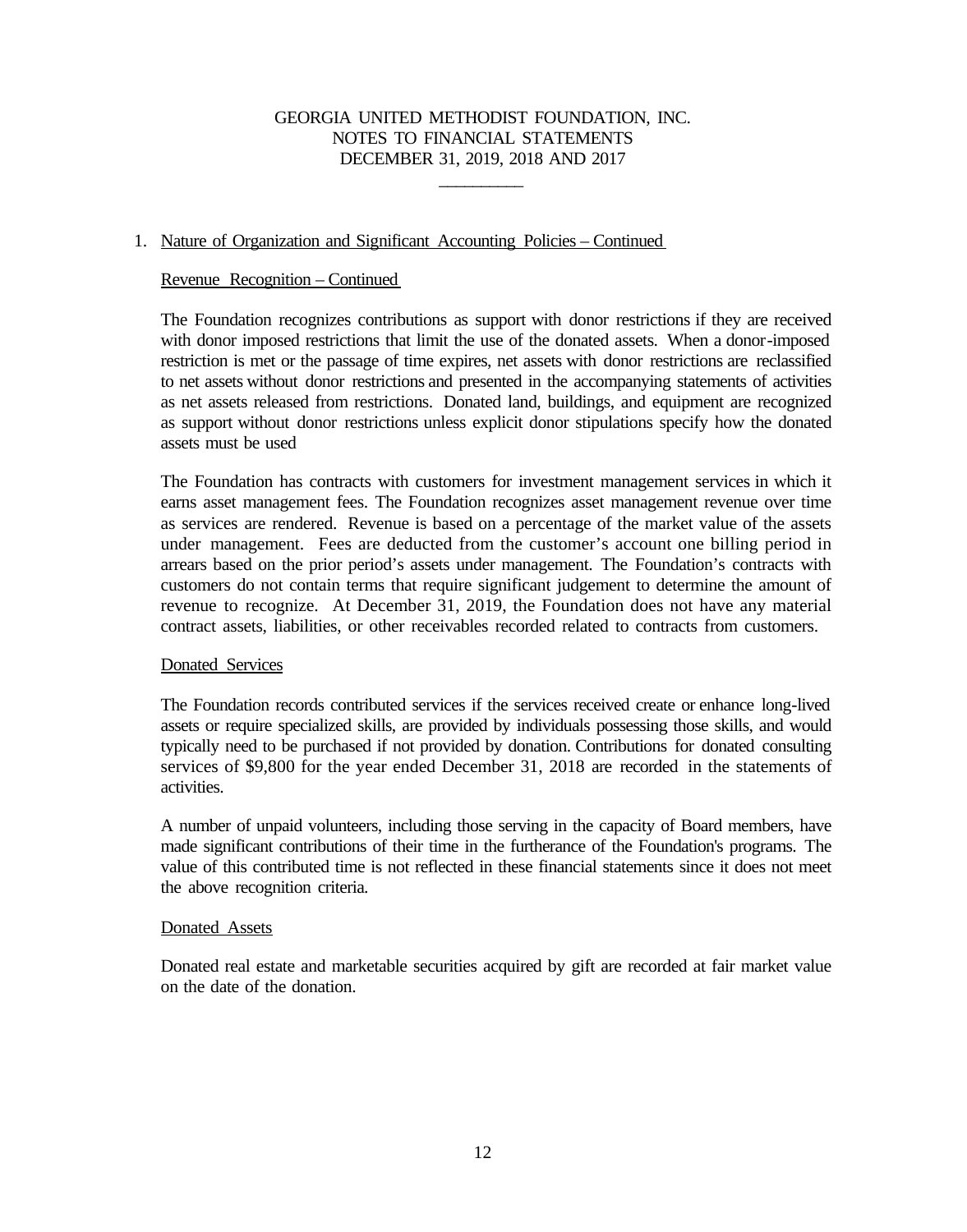GEORGIA UNITED METHODIST FOUNDATION, INC.
NOTES TO FINANCIAL STATEMENTS
DECEMBER 31, 2019, 2018 AND 2017

1. Nature of Organization and Significant Accounting Policies – Continued

Revenue Recognition – Continued

The Foundation recognizes contributions as support with donor restrictions if they are received with donor imposed restrictions that limit the use of the donated assets. When a donor-imposed restriction is met or the passage of time expires, net assets with donor restrictions are reclassified to net assets without donor restrictions and presented in the accompanying statements of activities as net assets released from restrictions. Donated land, buildings, and equipment are recognized as support without donor restrictions unless explicit donor stipulations specify how the donated assets must be used

The Foundation has contracts with customers for investment management services in which it earns asset management fees. The Foundation recognizes asset management revenue over time as services are rendered. Revenue is based on a percentage of the market value of the assets under management. Fees are deducted from the customer's account one billing period in arrears based on the prior period's assets under management. The Foundation's contracts with customers do not contain terms that require significant judgement to determine the amount of revenue to recognize. At December 31, 2019, the Foundation does not have any material contract assets, liabilities, or other receivables recorded related to contracts from customers.

Donated Services

The Foundation records contributed services if the services received create or enhance long-lived assets or require specialized skills, are provided by individuals possessing those skills, and would typically need to be purchased if not provided by donation. Contributions for donated consulting services of $9,800 for the year ended December 31, 2018 are recorded in the statements of activities.

A number of unpaid volunteers, including those serving in the capacity of Board members, have made significant contributions of their time in the furtherance of the Foundation's programs. The value of this contributed time is not reflected in these financial statements since it does not meet the above recognition criteria.

Donated Assets

Donated real estate and marketable securities acquired by gift are recorded at fair market value on the date of the donation.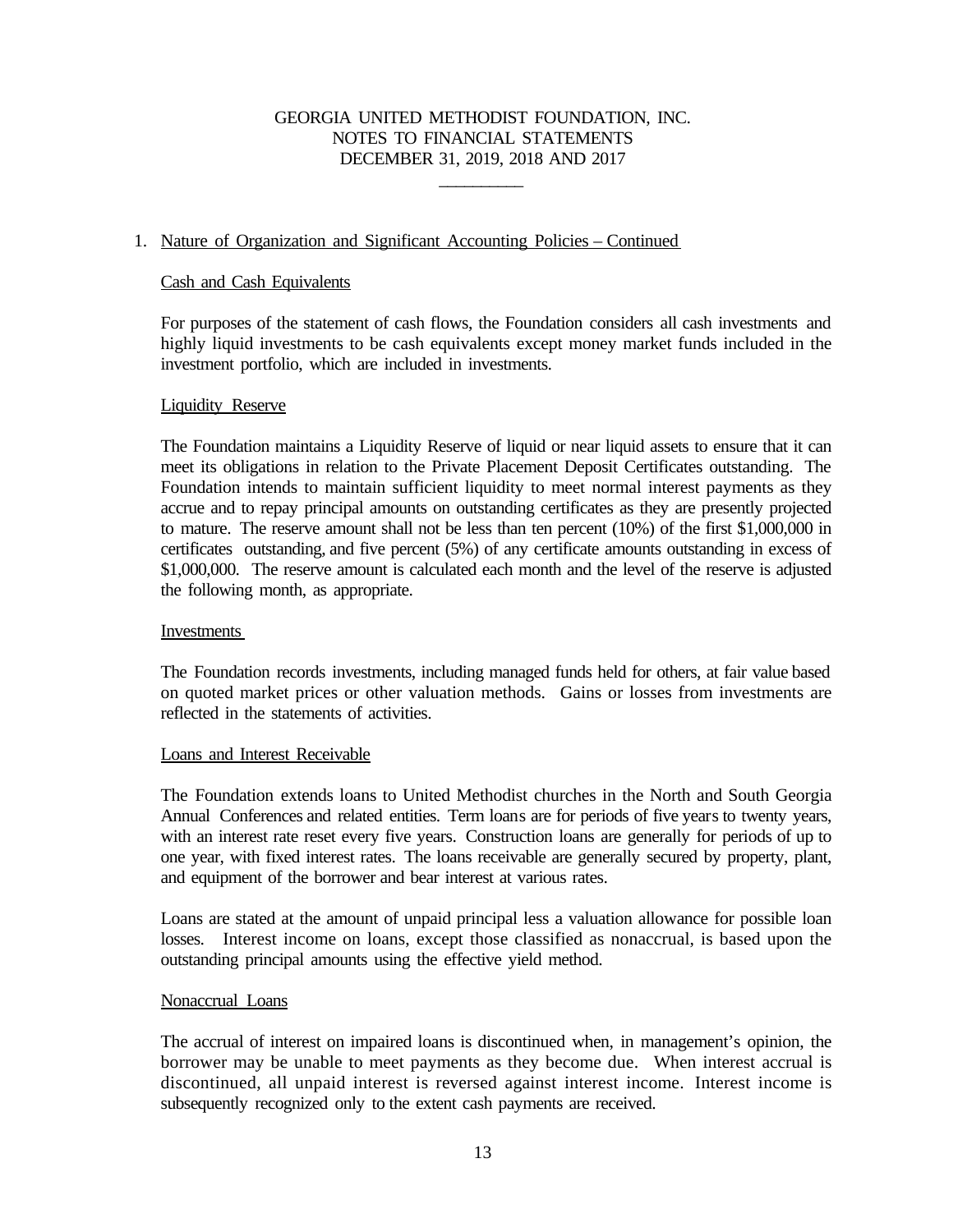GEORGIA UNITED METHODIST FOUNDATION, INC.
NOTES TO FINANCIAL STATEMENTS
DECEMBER 31, 2019, 2018 AND 2017

1. Nature of Organization and Significant Accounting Policies – Continued

Cash and Cash Equivalents

For purposes of the statement of cash flows, the Foundation considers all cash investments and highly liquid investments to be cash equivalents except money market funds included in the investment portfolio, which are included in investments.

Liquidity Reserve

The Foundation maintains a Liquidity Reserve of liquid or near liquid assets to ensure that it can meet its obligations in relation to the Private Placement Deposit Certificates outstanding. The Foundation intends to maintain sufficient liquidity to meet normal interest payments as they accrue and to repay principal amounts on outstanding certificates as they are presently projected to mature. The reserve amount shall not be less than ten percent (10%) of the first $1,000,000 in certificates outstanding, and five percent (5%) of any certificate amounts outstanding in excess of $1,000,000. The reserve amount is calculated each month and the level of the reserve is adjusted the following month, as appropriate.

Investments

The Foundation records investments, including managed funds held for others, at fair value based on quoted market prices or other valuation methods. Gains or losses from investments are reflected in the statements of activities.

Loans and Interest Receivable

The Foundation extends loans to United Methodist churches in the North and South Georgia Annual Conferences and related entities. Term loans are for periods of five years to twenty years, with an interest rate reset every five years. Construction loans are generally for periods of up to one year, with fixed interest rates. The loans receivable are generally secured by property, plant, and equipment of the borrower and bear interest at various rates.

Loans are stated at the amount of unpaid principal less a valuation allowance for possible loan losses. Interest income on loans, except those classified as nonaccrual, is based upon the outstanding principal amounts using the effective yield method.

Nonaccrual Loans

The accrual of interest on impaired loans is discontinued when, in management's opinion, the borrower may be unable to meet payments as they become due. When interest accrual is discontinued, all unpaid interest is reversed against interest income. Interest income is subsequently recognized only to the extent cash payments are received.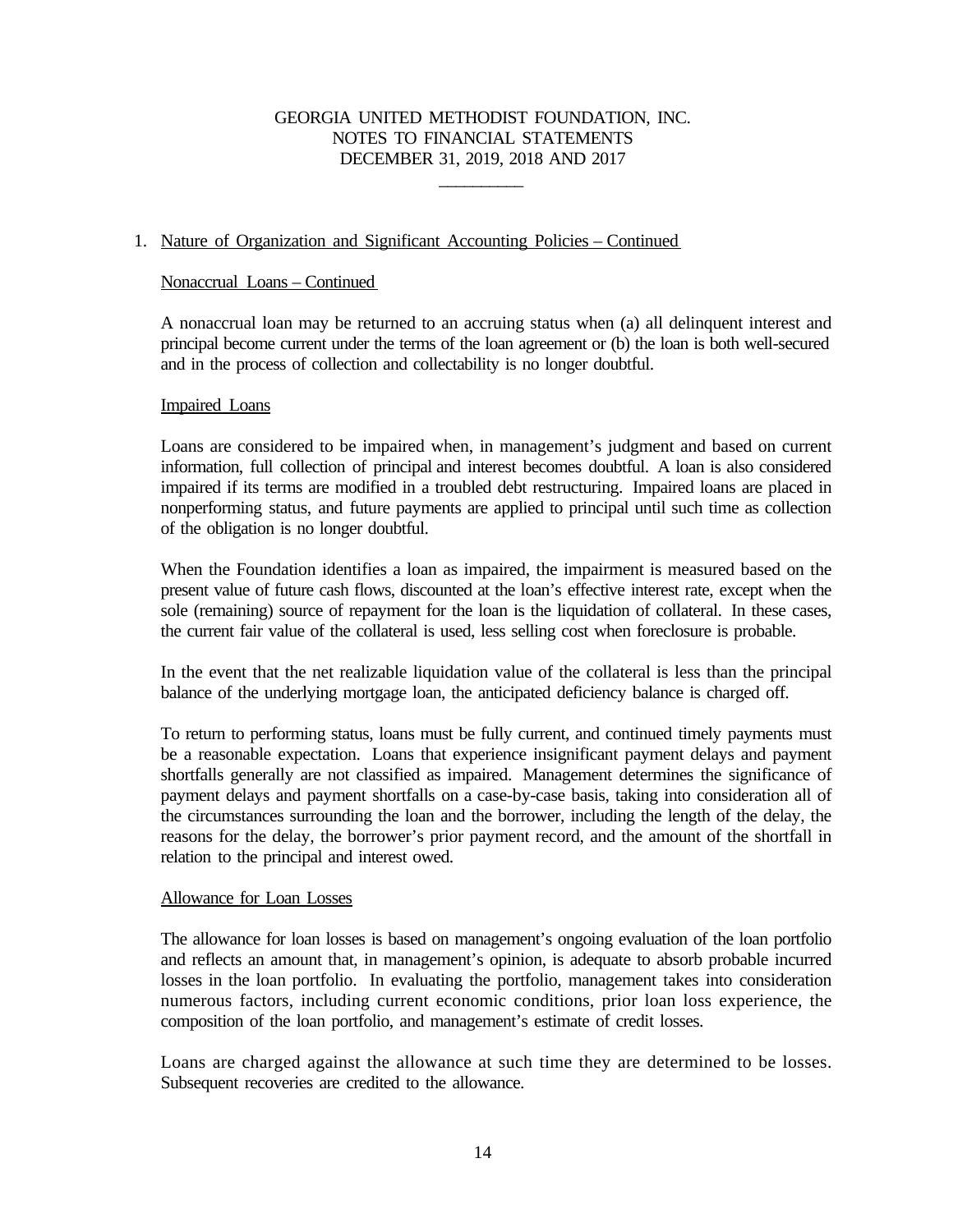GEORGIA UNITED METHODIST FOUNDATION, INC.
NOTES TO FINANCIAL STATEMENTS
DECEMBER 31, 2019, 2018 AND 2017

1. Nature of Organization and Significant Accounting Policies – Continued

Nonaccrual Loans – Continued

A nonaccrual loan may be returned to an accruing status when (a) all delinquent interest and principal become current under the terms of the loan agreement or (b) the loan is both well-secured and in the process of collection and collectability is no longer doubtful.

Impaired Loans

Loans are considered to be impaired when, in management's judgment and based on current information, full collection of principal and interest becomes doubtful. A loan is also considered impaired if its terms are modified in a troubled debt restructuring. Impaired loans are placed in nonperforming status, and future payments are applied to principal until such time as collection of the obligation is no longer doubtful.

When the Foundation identifies a loan as impaired, the impairment is measured based on the present value of future cash flows, discounted at the loan's effective interest rate, except when the sole (remaining) source of repayment for the loan is the liquidation of collateral. In these cases, the current fair value of the collateral is used, less selling cost when foreclosure is probable.

In the event that the net realizable liquidation value of the collateral is less than the principal balance of the underlying mortgage loan, the anticipated deficiency balance is charged off.

To return to performing status, loans must be fully current, and continued timely payments must be a reasonable expectation. Loans that experience insignificant payment delays and payment shortfalls generally are not classified as impaired. Management determines the significance of payment delays and payment shortfalls on a case-by-case basis, taking into consideration all of the circumstances surrounding the loan and the borrower, including the length of the delay, the reasons for the delay, the borrower's prior payment record, and the amount of the shortfall in relation to the principal and interest owed.

Allowance for Loan Losses

The allowance for loan losses is based on management's ongoing evaluation of the loan portfolio and reflects an amount that, in management's opinion, is adequate to absorb probable incurred losses in the loan portfolio. In evaluating the portfolio, management takes into consideration numerous factors, including current economic conditions, prior loan loss experience, the composition of the loan portfolio, and management's estimate of credit losses.

Loans are charged against the allowance at such time they are determined to be losses. Subsequent recoveries are credited to the allowance.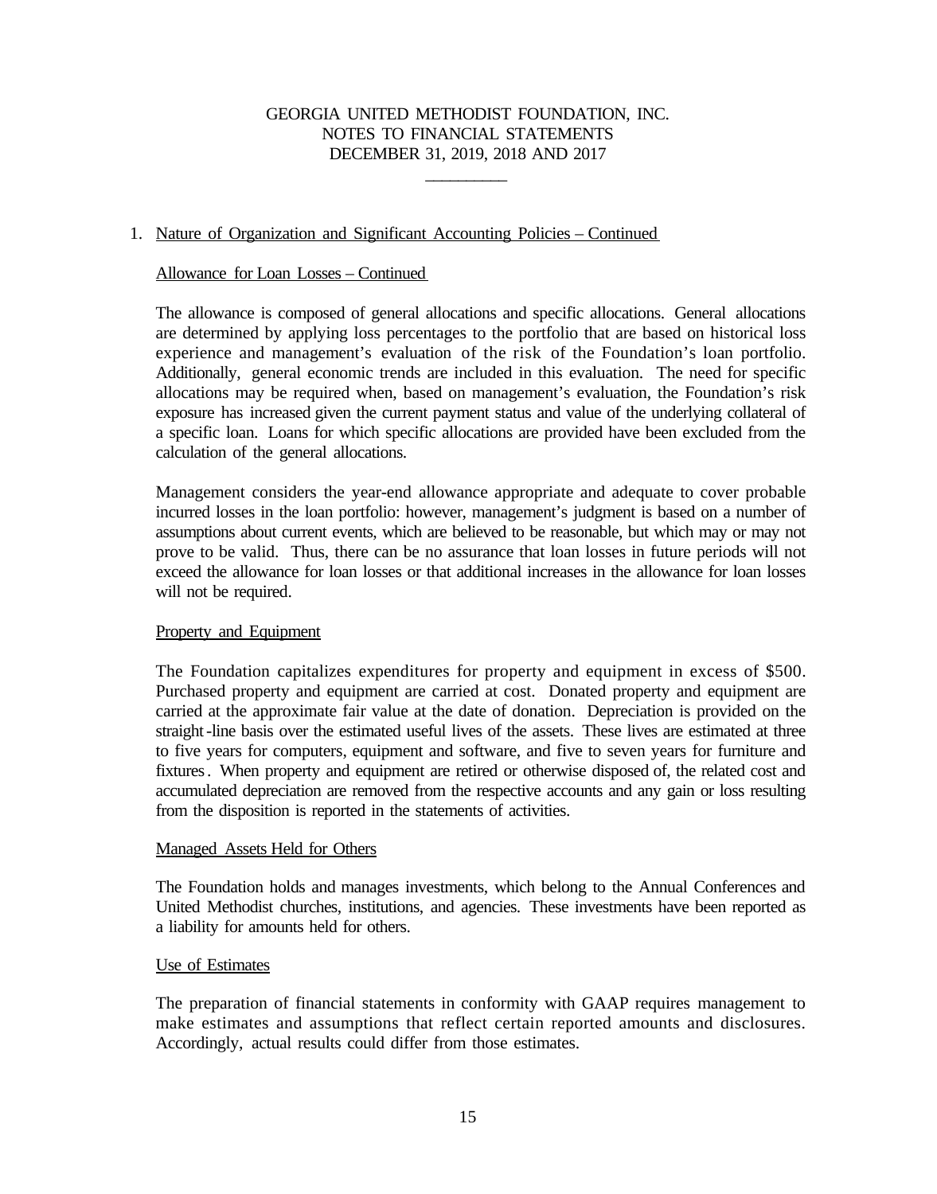## 1. Nature of Organization and Significant Accounting Policies – Continued

### Allowance for Loan Losses – Continued

The allowance is composed of general allocations and specific allocations. General allocations are determined by applying loss percentages to the portfolio that are based on historical loss experience and management's evaluation of the risk of the Foundation's loan portfolio. Additionally, general economic trends are included in this evaluation. The need for specific allocations may be required when, based on management's evaluation, the Foundation's risk exposure has increased given the current payment status and value of the underlying collateral of a specific loan. Loans for which specific allocations are provided have been excluded from the calculation of the general allocations.

Management considers the year-end allowance appropriate and adequate to cover probable incurred losses in the loan portfolio: however, management's judgment is based on a number of assumptions about current events, which are believed to be reasonable, but which may or may not prove to be valid. Thus, there can be no assurance that loan losses in future periods will not exceed the allowance for loan losses or that additional increases in the allowance for loan losses will not be required.

### Property and Equipment

The Foundation capitalizes expenditures for property and equipment in excess of $500. Purchased property and equipment are carried at cost. Donated property and equipment are carried at the approximate fair value at the date of donation. Depreciation is provided on the straight-line basis over the estimated useful lives of the assets. These lives are estimated at three to five years for computers, equipment and software, and five to seven years for furniture and fixtures. When property and equipment are retired or otherwise disposed of, the related cost and accumulated depreciation are removed from the respective accounts and any gain or loss resulting from the disposition is reported in the statements of activities.

### Managed Assets Held for Others

The Foundation holds and manages investments, which belong to the Annual Conferences and United Methodist churches, institutions, and agencies. These investments have been reported as a liability for amounts held for others.

### Use of Estimates

The preparation of financial statements in conformity with GAAP requires management to make estimates and assumptions that reflect certain reported amounts and disclosures. Accordingly, actual results could differ from those estimates.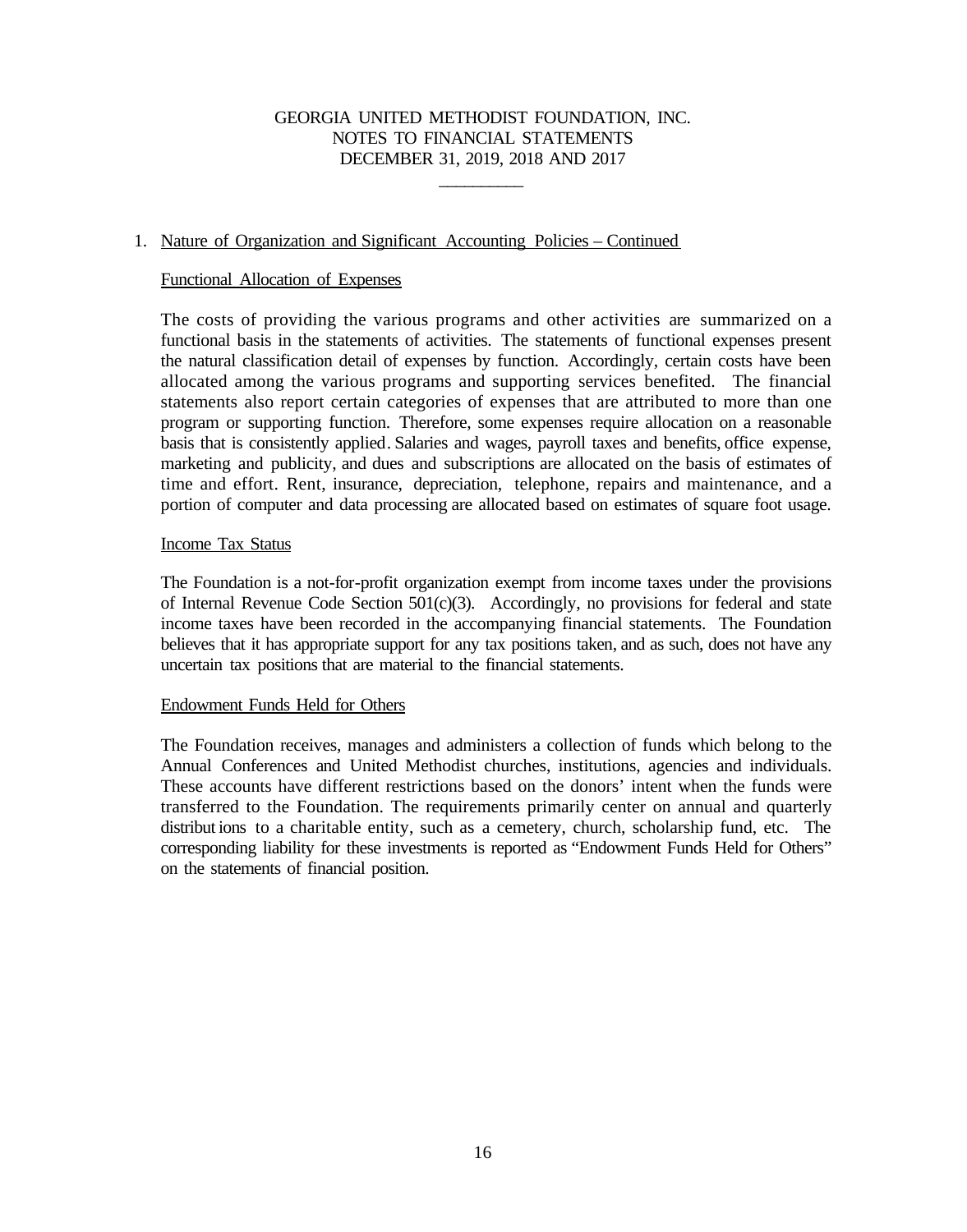# GEORGIA UNITED METHODIST FOUNDATION, INC.
## NOTES TO FINANCIAL STATEMENTS
### DECEMBER 31, 2019, 2018 AND 2017

1. Nature of Organization and Significant Accounting Policies – Continued

Functional Allocation of Expenses

The costs of providing the various programs and other activities are summarized on a functional basis in the statements of activities. The statements of functional expenses present the natural classification detail of expenses by function. Accordingly, certain costs have been allocated among the various programs and supporting services benefited. The financial statements also report certain categories of expenses that are attributed to more than one program or supporting function. Therefore, some expenses require allocation on a reasonable basis that is consistently applied. Salaries and wages, payroll taxes and benefits, office expense, marketing and publicity, and dues and subscriptions are allocated on the basis of estimates of time and effort. Rent, insurance, depreciation, telephone, repairs and maintenance, and a portion of computer and data processing are allocated based on estimates of square foot usage.

Income Tax Status

The Foundation is a not-for-profit organization exempt from income taxes under the provisions of Internal Revenue Code Section 501(c)(3). Accordingly, no provisions for federal and state income taxes have been recorded in the accompanying financial statements. The Foundation believes that it has appropriate support for any tax positions taken, and as such, does not have any uncertain tax positions that are material to the financial statements.

Endowment Funds Held for Others

The Foundation receives, manages and administers a collection of funds which belong to the Annual Conferences and United Methodist churches, institutions, agencies and individuals. These accounts have different restrictions based on the donors' intent when the funds were transferred to the Foundation. The requirements primarily center on annual and quarterly distributions to a charitable entity, such as a cemetery, church, scholarship fund, etc. The corresponding liability for these investments is reported as "Endowment Funds Held for Others" on the statements of financial position.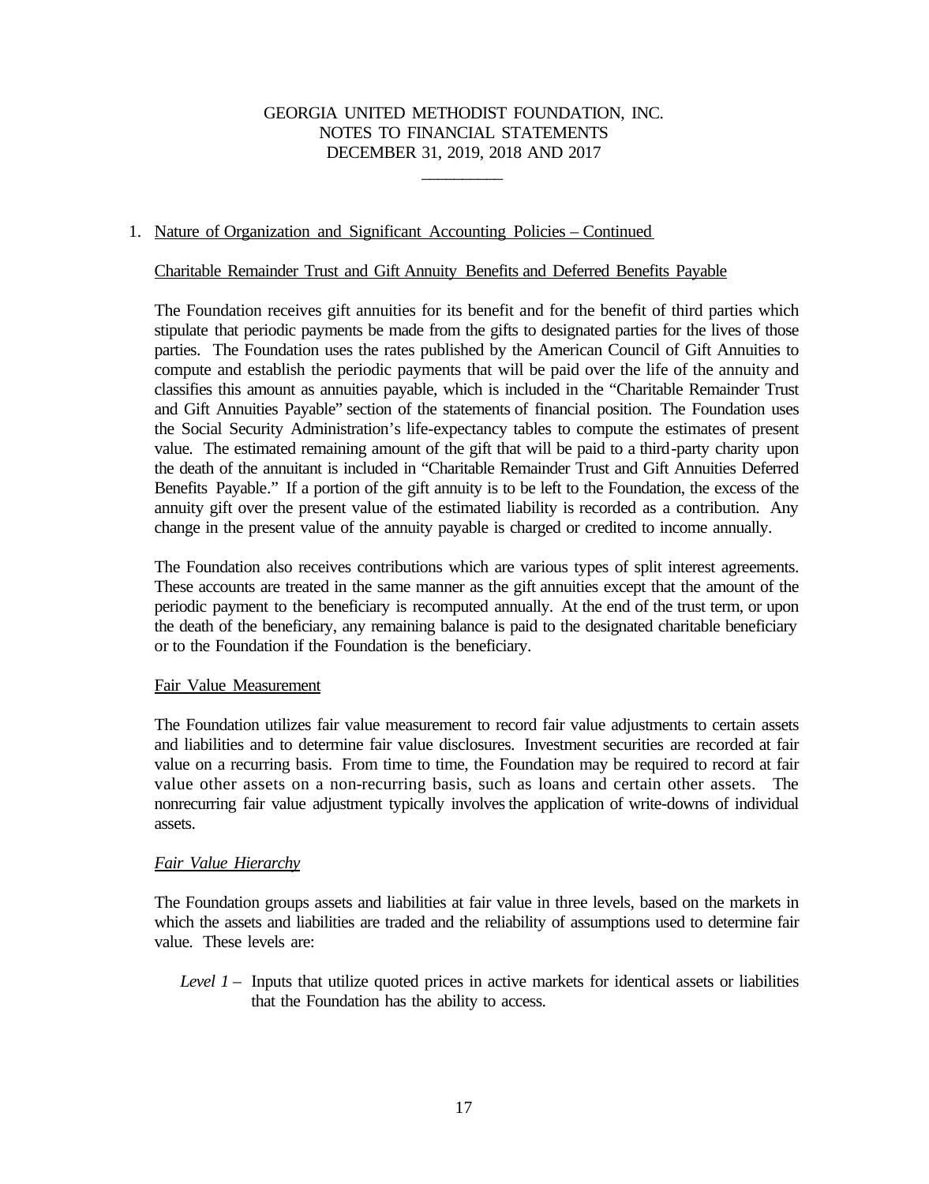# GEORGIA UNITED METHODIST FOUNDATION, INC.
## NOTES TO FINANCIAL STATEMENTS
## DECEMBER 31, 2019, 2018 AND 2017

1. Nature of Organization and Significant Accounting Policies – Continued

Charitable Remainder Trust and Gift Annuity Benefits and Deferred Benefits Payable

The Foundation receives gift annuities for its benefit and for the benefit of third parties which stipulate that periodic payments be made from the gifts to designated parties for the lives of those parties. The Foundation uses the rates published by the American Council of Gift Annuities to compute and establish the periodic payments that will be paid over the life of the annuity and classifies this amount as annuities payable, which is included in the "Charitable Remainder Trust and Gift Annuities Payable" section of the statements of financial position. The Foundation uses the Social Security Administration's life-expectancy tables to compute the estimates of present value. The estimated remaining amount of the gift that will be paid to a third-party charity upon the death of the annuitant is included in "Charitable Remainder Trust and Gift Annuities Deferred Benefits Payable." If a portion of the gift annuity is to be left to the Foundation, the excess of the annuity gift over the present value of the estimated liability is recorded as a contribution. Any change in the present value of the annuity payable is charged or credited to income annually.

The Foundation also receives contributions which are various types of split interest agreements. These accounts are treated in the same manner as the gift annuities except that the amount of the periodic payment to the beneficiary is recomputed annually. At the end of the trust term, or upon the death of the beneficiary, any remaining balance is paid to the designated charitable beneficiary or to the Foundation if the Foundation is the beneficiary.

Fair Value Measurement

The Foundation utilizes fair value measurement to record fair value adjustments to certain assets and liabilities and to determine fair value disclosures. Investment securities are recorded at fair value on a recurring basis. From time to time, the Foundation may be required to record at fair value other assets on a non-recurring basis, such as loans and certain other assets. The nonrecurring fair value adjustment typically involves the application of write-downs of individual assets.

*Fair Value Hierarchy*

The Foundation groups assets and liabilities at fair value in three levels, based on the markets in which the assets and liabilities are traded and the reliability of assumptions used to determine fair value. These levels are:

*Level 1* – Inputs that utilize quoted prices in active markets for identical assets or liabilities that the Foundation has the ability to access.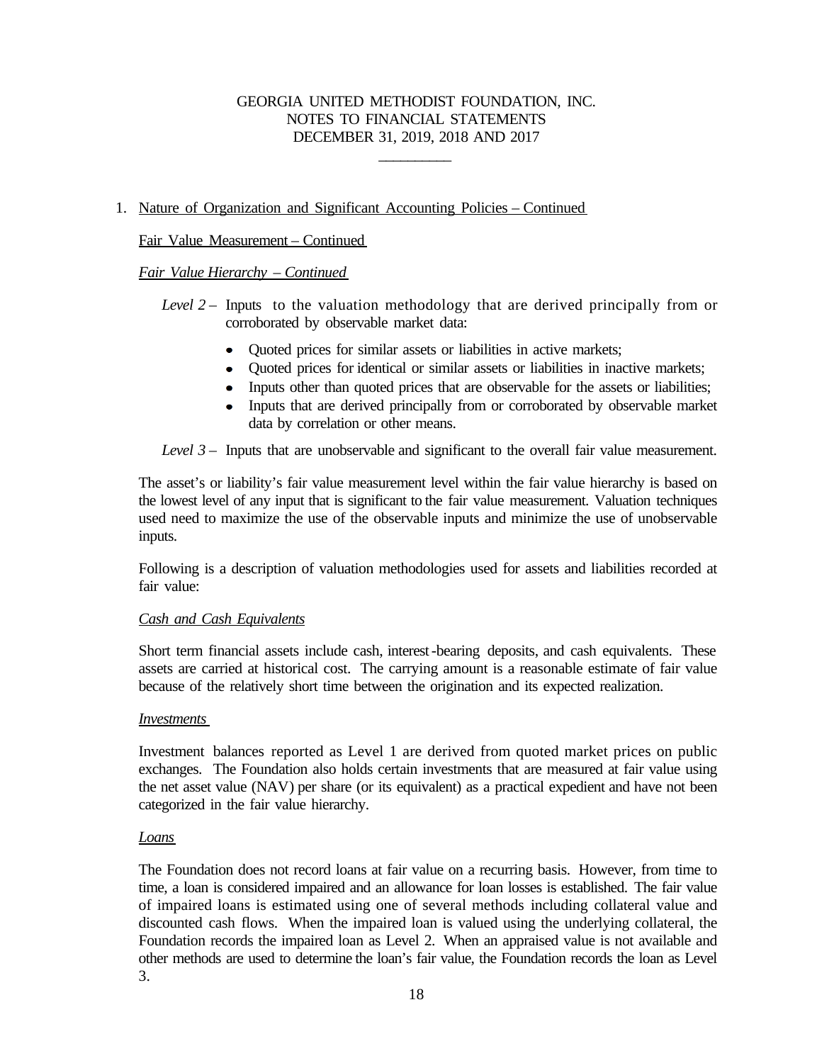1. Nature of Organization and Significant Accounting Policies – Continued

Fair Value Measurement – Continued

*Fair Value Hierarchy – Continued*

*Level 2* – Inputs to the valuation methodology that are derived principally from or corroborated by observable market data:

- Quoted prices for similar assets or liabilities in active markets;
- Quoted prices for identical or similar assets or liabilities in inactive markets;
- Inputs other than quoted prices that are observable for the assets or liabilities;
- Inputs that are derived principally from or corroborated by observable market data by correlation or other means.

*Level 3* – Inputs that are unobservable and significant to the overall fair value measurement.

The asset's or liability's fair value measurement level within the fair value hierarchy is based on the lowest level of any input that is significant to the fair value measurement. Valuation techniques used need to maximize the use of the observable inputs and minimize the use of unobservable inputs.

Following is a description of valuation methodologies used for assets and liabilities recorded at fair value:

*Cash and Cash Equivalents*

Short term financial assets include cash, interest-bearing deposits, and cash equivalents. These assets are carried at historical cost. The carrying amount is a reasonable estimate of fair value because of the relatively short time between the origination and its expected realization.

*Investments*

Investment balances reported as Level 1 are derived from quoted market prices on public exchanges. The Foundation also holds certain investments that are measured at fair value using the net asset value (NAV) per share (or its equivalent) as a practical expedient and have not been categorized in the fair value hierarchy.

*Loans*

The Foundation does not record loans at fair value on a recurring basis. However, from time to time, a loan is considered impaired and an allowance for loan losses is established. The fair value of impaired loans is estimated using one of several methods including collateral value and discounted cash flows. When the impaired loan is valued using the underlying collateral, the Foundation records the impaired loan as Level 2. When an appraised value is not available and other methods are used to determine the loan's fair value, the Foundation records the loan as Level 3.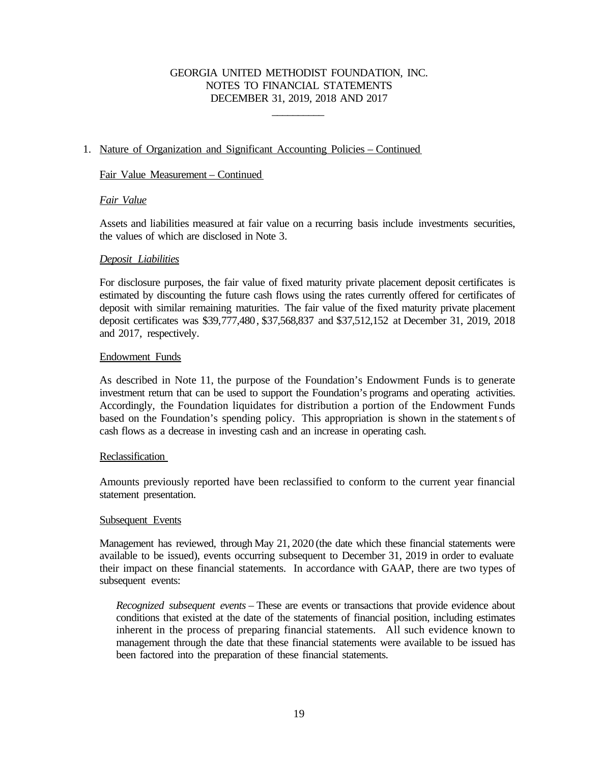GEORGIA UNITED METHODIST FOUNDATION, INC.
NOTES TO FINANCIAL STATEMENTS
DECEMBER 31, 2019, 2018 AND 2017

1. Nature of Organization and Significant Accounting Policies – Continued

Fair Value Measurement – Continued

*Fair Value*

Assets and liabilities measured at fair value on a recurring basis include investments securities, the values of which are disclosed in Note 3.

*Deposit Liabilities*

For disclosure purposes, the fair value of fixed maturity private placement deposit certificates is estimated by discounting the future cash flows using the rates currently offered for certificates of deposit with similar remaining maturities. The fair value of the fixed maturity private placement deposit certificates was $39,777,480, $37,568,837 and $37,512,152 at December 31, 2019, 2018 and 2017, respectively.

Endowment Funds

As described in Note 11, the purpose of the Foundation's Endowment Funds is to generate investment return that can be used to support the Foundation's programs and operating activities. Accordingly, the Foundation liquidates for distribution a portion of the Endowment Funds based on the Foundation's spending policy. This appropriation is shown in the statements of cash flows as a decrease in investing cash and an increase in operating cash.

Reclassification

Amounts previously reported have been reclassified to conform to the current year financial statement presentation.

Subsequent Events

Management has reviewed, through May 21, 2020 (the date which these financial statements were available to be issued), events occurring subsequent to December 31, 2019 in order to evaluate their impact on these financial statements. In accordance with GAAP, there are two types of subsequent events:

*Recognized subsequent events* – These are events or transactions that provide evidence about conditions that existed at the date of the statements of financial position, including estimates inherent in the process of preparing financial statements. All such evidence known to management through the date that these financial statements were available to be issued has been factored into the preparation of these financial statements.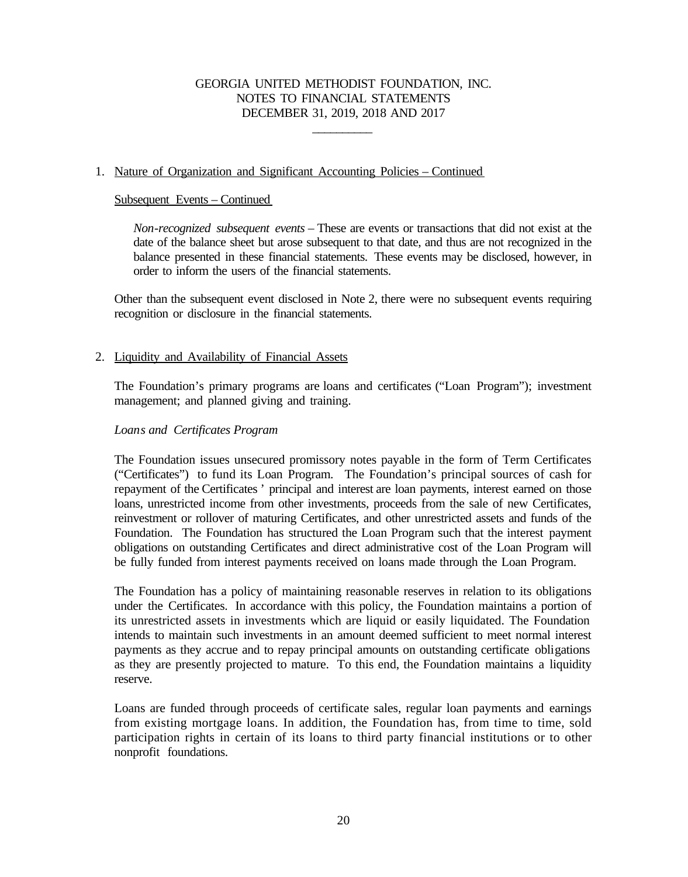GEORGIA UNITED METHODIST FOUNDATION, INC.
NOTES TO FINANCIAL STATEMENTS
DECEMBER 31, 2019, 2018 AND 2017

1. Nature of Organization and Significant Accounting Policies – Continued

Subsequent Events – Continued

*Non-recognized subsequent events* – These are events or transactions that did not exist at the date of the balance sheet but arose subsequent to that date, and thus are not recognized in the balance presented in these financial statements. These events may be disclosed, however, in order to inform the users of the financial statements.

Other than the subsequent event disclosed in Note 2, there were no subsequent events requiring recognition or disclosure in the financial statements.

2. Liquidity and Availability of Financial Assets

The Foundation's primary programs are loans and certificates ("Loan Program"); investment management; and planned giving and training.

*Loans and Certificates Program*

The Foundation issues unsecured promissory notes payable in the form of Term Certificates ("Certificates") to fund its Loan Program. The Foundation's principal sources of cash for repayment of the Certificates' principal and interest are loan payments, interest earned on those loans, unrestricted income from other investments, proceeds from the sale of new Certificates, reinvestment or rollover of maturing Certificates, and other unrestricted assets and funds of the Foundation. The Foundation has structured the Loan Program such that the interest payment obligations on outstanding Certificates and direct administrative cost of the Loan Program will be fully funded from interest payments received on loans made through the Loan Program.

The Foundation has a policy of maintaining reasonable reserves in relation to its obligations under the Certificates. In accordance with this policy, the Foundation maintains a portion of its unrestricted assets in investments which are liquid or easily liquidated. The Foundation intends to maintain such investments in an amount deemed sufficient to meet normal interest payments as they accrue and to repay principal amounts on outstanding certificate obligations as they are presently projected to mature. To this end, the Foundation maintains a liquidity reserve.

Loans are funded through proceeds of certificate sales, regular loan payments and earnings from existing mortgage loans. In addition, the Foundation has, from time to time, sold participation rights in certain of its loans to third party financial institutions or to other nonprofit foundations.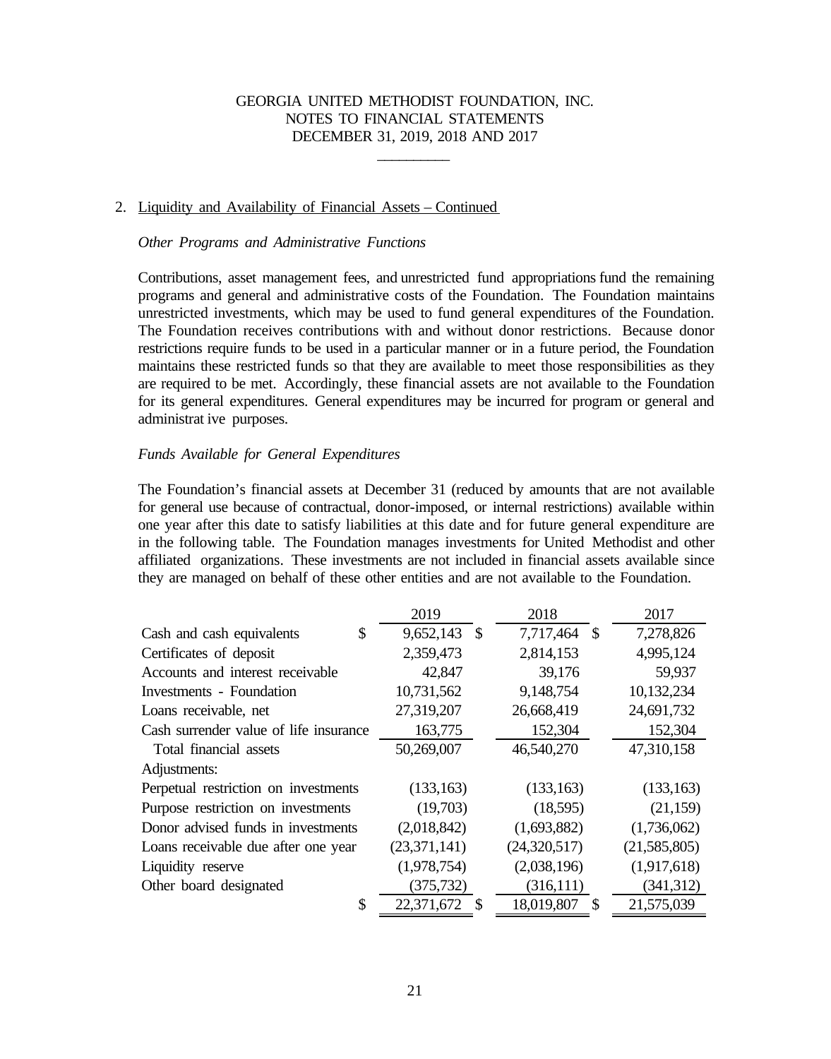## 2. Liquidity and Availability of Financial Assets – Continued

*Other Programs and Administrative Functions*

Contributions, asset management fees, and unrestricted fund appropriations fund the remaining programs and general and administrative costs of the Foundation. The Foundation maintains unrestricted investments, which may be used to fund general expenditures of the Foundation. The Foundation receives contributions with and without donor restrictions. Because donor restrictions require funds to be used in a particular manner or in a future period, the Foundation maintains these restricted funds so that they are available to meet those responsibilities as they are required to be met. Accordingly, these financial assets are not available to the Foundation for its general expenditures. General expenditures may be incurred for program or general and administrative purposes.

*Funds Available for General Expenditures*

The Foundation's financial assets at December 31 (reduced by amounts that are not available for general use because of contractual, donor-imposed, or internal restrictions) available within one year after this date to satisfy liabilities at this date and for future general expenditure are in the following table. The Foundation manages investments for United Methodist and other affiliated organizations. These investments are not included in financial assets available since they are managed on behalf of these other entities and are not available to the Foundation.

| | 2019 | 2018 | 2017 |
|---|---|---|---|
| Cash and cash equivalents | $ 9,652,143 | $ 7,717,464 | $ 7,278,826 |
| Certificates of deposit | 2,359,473 | 2,814,153 | 4,995,124 |
| Accounts and interest receivable | 42,847 | 39,176 | 59,937 |
| Investments - Foundation | 10,731,562 | 9,148,754 | 10,132,234 |
| Loans receivable, net | 27,319,207 | 26,668,419 | 24,691,732 |
| Cash surrender value of life insurance | 163,775 | 152,304 | 152,304 |
| Total financial assets | 50,269,007 | 46,540,270 | 47,310,158 |
| Adjustments: | | | |
| Perpetual restriction on investments | (133,163) | (133,163) | (133,163) |
| Purpose restriction on investments | (19,703) | (18,595) | (21,159) |
| Donor advised funds in investments | (2,018,842) | (1,693,882) | (1,736,062) |
| Loans receivable due after one year | (23,371,141) | (24,320,517) | (21,585,805) |
| Liquidity reserve | (1,978,754) | (2,038,196) | (1,917,618) |
| Other board designated | (375,732) | (316,111) | (341,312) |
| | $ 22,371,672 | $ 18,019,807 | $ 21,575,039 |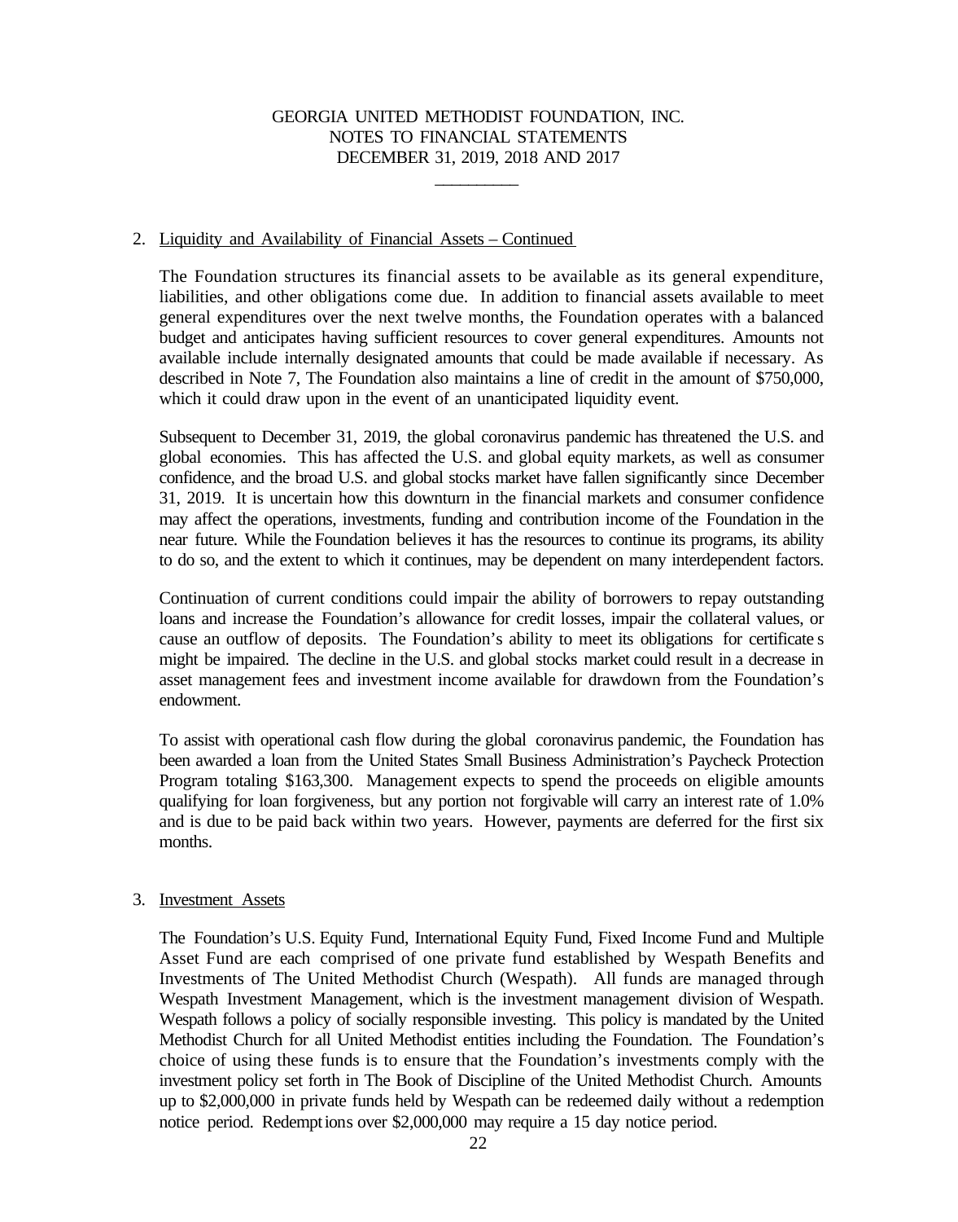GEORGIA UNITED METHODIST FOUNDATION, INC.
NOTES TO FINANCIAL STATEMENTS
DECEMBER 31, 2019, 2018 AND 2017

2. Liquidity and Availability of Financial Assets – Continued

The Foundation structures its financial assets to be available as its general expenditure, liabilities, and other obligations come due. In addition to financial assets available to meet general expenditures over the next twelve months, the Foundation operates with a balanced budget and anticipates having sufficient resources to cover general expenditures. Amounts not available include internally designated amounts that could be made available if necessary. As described in Note 7, The Foundation also maintains a line of credit in the amount of $750,000, which it could draw upon in the event of an unanticipated liquidity event.

Subsequent to December 31, 2019, the global coronavirus pandemic has threatened the U.S. and global economies. This has affected the U.S. and global equity markets, as well as consumer confidence, and the broad U.S. and global stocks market have fallen significantly since December 31, 2019. It is uncertain how this downturn in the financial markets and consumer confidence may affect the operations, investments, funding and contribution income of the Foundation in the near future. While the Foundation believes it has the resources to continue its programs, its ability to do so, and the extent to which it continues, may be dependent on many interdependent factors.

Continuation of current conditions could impair the ability of borrowers to repay outstanding loans and increase the Foundation's allowance for credit losses, impair the collateral values, or cause an outflow of deposits. The Foundation's ability to meet its obligations for certificates might be impaired. The decline in the U.S. and global stocks market could result in a decrease in asset management fees and investment income available for drawdown from the Foundation's endowment.

To assist with operational cash flow during the global coronavirus pandemic, the Foundation has been awarded a loan from the United States Small Business Administration's Paycheck Protection Program totaling $163,300. Management expects to spend the proceeds on eligible amounts qualifying for loan forgiveness, but any portion not forgivable will carry an interest rate of 1.0% and is due to be paid back within two years. However, payments are deferred for the first six months.

3. Investment Assets

The Foundation's U.S. Equity Fund, International Equity Fund, Fixed Income Fund and Multiple Asset Fund are each comprised of one private fund established by Wespath Benefits and Investments of The United Methodist Church (Wespath). All funds are managed through Wespath Investment Management, which is the investment management division of Wespath. Wespath follows a policy of socially responsible investing. This policy is mandated by the United Methodist Church for all United Methodist entities including the Foundation. The Foundation's choice of using these funds is to ensure that the Foundation's investments comply with the investment policy set forth in The Book of Discipline of the United Methodist Church. Amounts up to $2,000,000 in private funds held by Wespath can be redeemed daily without a redemption notice period. Redemptions over $2,000,000 may require a 15 day notice period.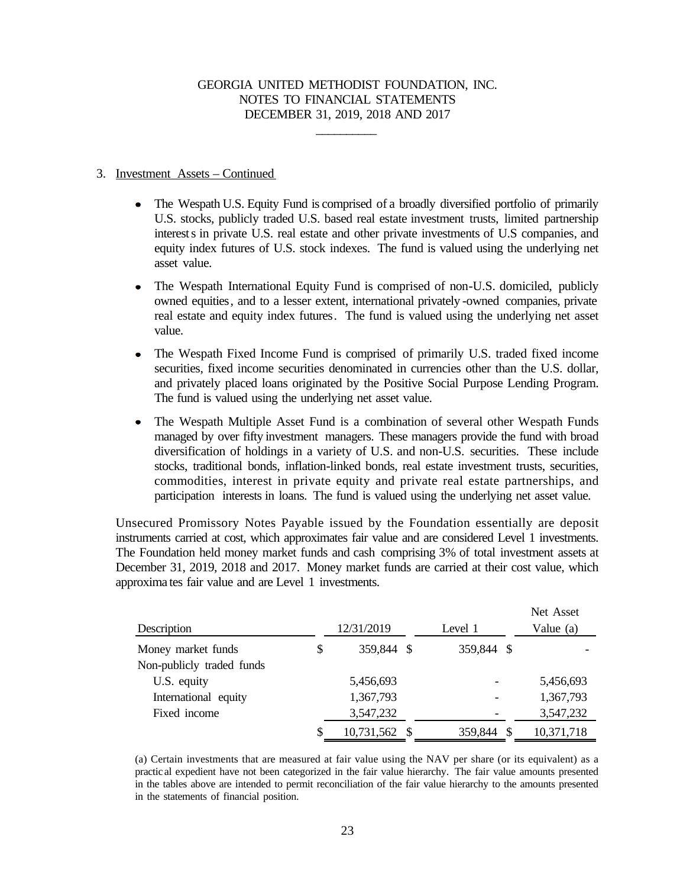3. Investment Assets – Continued

- The Wespath U.S. Equity Fund is comprised of a broadly diversified portfolio of primarily U.S. stocks, publicly traded U.S. based real estate investment trusts, limited partnership interests in private U.S. real estate and other private investments of U.S companies, and equity index futures of U.S. stock indexes. The fund is valued using the underlying net asset value.

- The Wespath International Equity Fund is comprised of non-U.S. domiciled, publicly owned equities, and to a lesser extent, international privately-owned companies, private real estate and equity index futures. The fund is valued using the underlying net asset value.

- The Wespath Fixed Income Fund is comprised of primarily U.S. traded fixed income securities, fixed income securities denominated in currencies other than the U.S. dollar, and privately placed loans originated by the Positive Social Purpose Lending Program. The fund is valued using the underlying net asset value.

- The Wespath Multiple Asset Fund is a combination of several other Wespath Funds managed by over fifty investment managers. These managers provide the fund with broad diversification of holdings in a variety of U.S. and non-U.S. securities. These include stocks, traditional bonds, inflation-linked bonds, real estate investment trusts, securities, commodities, interest in private equity and private real estate partnerships, and participation interests in loans. The fund is valued using the underlying net asset value.

Unsecured Promissory Notes Payable issued by the Foundation essentially are deposit instruments carried at cost, which approximates fair value and are considered Level 1 investments. The Foundation held money market funds and cash comprising 3% of total investment assets at December 31, 2019, 2018 and 2017. Money market funds are carried at their cost value, which approximates fair value and are Level 1 investments.

| Description | 12/31/2019 | Level 1 | Net Asset Value (a) |
|---|---|---|---|
| Money market funds | $ 359,844 | $ 359,844 | $ - |
| Non-publicly traded funds | | | |
| U.S. equity | 5,456,693 | - | 5,456,693 |
| International equity | 1,367,793 | - | 1,367,793 |
| Fixed income | 3,547,232 | - | 3,547,232 |
| | $ 10,731,562 | $ 359,844 | $ 10,371,718 |

(a) Certain investments that are measured at fair value using the NAV per share (or its equivalent) as a practical expedient have not been categorized in the fair value hierarchy. The fair value amounts presented in the tables above are intended to permit reconciliation of the fair value hierarchy to the amounts presented in the statements of financial position.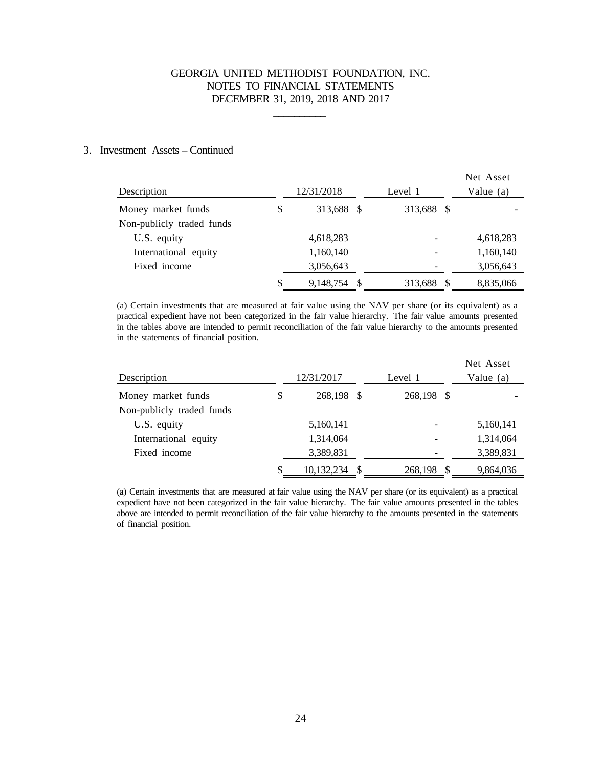GEORGIA UNITED METHODIST FOUNDATION, INC.
NOTES TO FINANCIAL STATEMENTS
DECEMBER 31, 2019, 2018 AND 2017

## 3. Investment Assets – Continued

| Description | 12/31/2018 | Level 1 | Net Asset Value (a) |
|---|---|---|---|
| Money market funds | $ 313,688 | $ 313,688 | $ - |
| Non-publicly traded funds | | | |
| U.S. equity | 4,618,283 | - | 4,618,283 |
| International equity | 1,160,140 | - | 1,160,140 |
| Fixed income | 3,056,643 | - | 3,056,643 |
| | $ 9,148,754 | $ 313,688 | $ 8,835,066 |

(a) Certain investments that are measured at fair value using the NAV per share (or its equivalent) as a practical expedient have not been categorized in the fair value hierarchy. The fair value amounts presented in the tables above are intended to permit reconciliation of the fair value hierarchy to the amounts presented in the statements of financial position.

| Description | 12/31/2017 | Level 1 | Net Asset Value (a) |
|---|---|---|---|
| Money market funds | $ 268,198 | $ 268,198 | $ - |
| Non-publicly traded funds | | | |
| U.S. equity | 5,160,141 | - | 5,160,141 |
| International equity | 1,314,064 | - | 1,314,064 |
| Fixed income | 3,389,831 | - | 3,389,831 |
| | $ 10,132,234 | $ 268,198 | $ 9,864,036 |

(a) Certain investments that are measured at fair value using the NAV per share (or its equivalent) as a practical expedient have not been categorized in the fair value hierarchy. The fair value amounts presented in the tables above are intended to permit reconciliation of the fair value hierarchy to the amounts presented in the statements of financial position.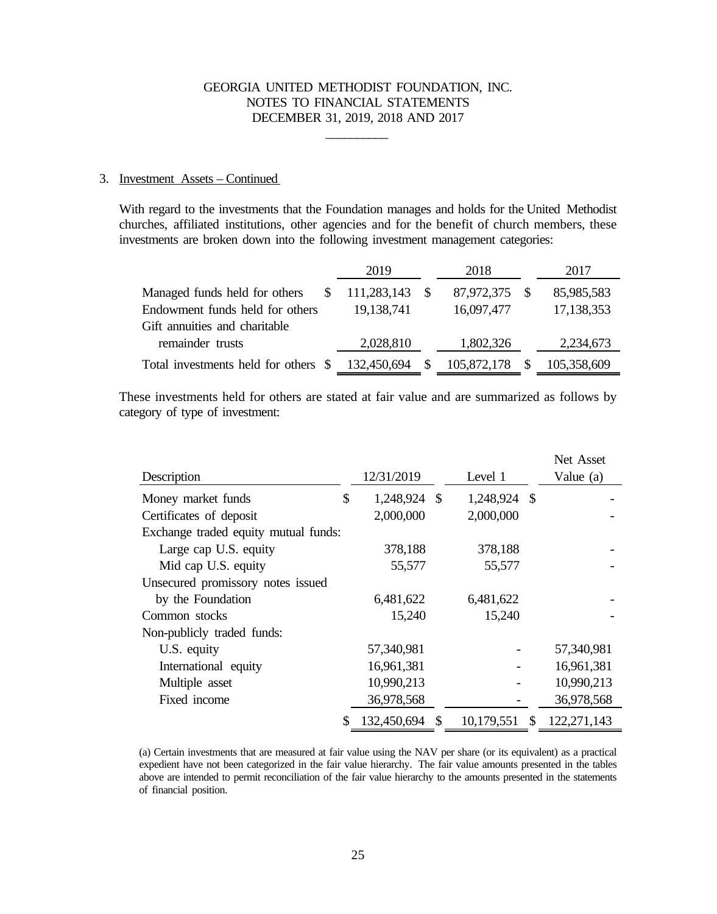GEORGIA UNITED METHODIST FOUNDATION, INC.
NOTES TO FINANCIAL STATEMENTS
DECEMBER 31, 2019, 2018 AND 2017

3. Investment Assets – Continued

With regard to the investments that the Foundation manages and holds for the United Methodist churches, affiliated institutions, other agencies and for the benefit of church members, these investments are broken down into the following investment management categories:

| | 2019 | 2018 | 2017 |
|---|---|---|---|
| Managed funds held for others | $ 111,283,143 | $ 87,972,375 | $ 85,985,583 |
| Endowment funds held for others | 19,138,741 | 16,097,477 | 17,138,353 |
| Gift annuities and charitable remainder trusts | 2,028,810 | 1,802,326 | 2,234,673 |
| Total investments held for others | $ 132,450,694 | $ 105,872,178 | $ 105,358,609 |

These investments held for others are stated at fair value and are summarized as follows by category of type of investment:

| Description | 12/31/2019 | Level 1 | Net Asset Value (a) |
|---|---|---|---|
| Money market funds | $ 1,248,924 | $ 1,248,924 | $ - |
| Certificates of deposit | 2,000,000 | 2,000,000 | - |
| Exchange traded equity mutual funds: | | | |
| Large cap U.S. equity | 378,188 | 378,188 | - |
| Mid cap U.S. equity | 55,577 | 55,577 | - |
| Unsecured promissory notes issued by the Foundation | 6,481,622 | 6,481,622 | - |
| Common stocks | 15,240 | 15,240 | - |
| Non-publicly traded funds: | | | |
| U.S. equity | 57,340,981 | - | 57,340,981 |
| International equity | 16,961,381 | - | 16,961,381 |
| Multiple asset | 10,990,213 | - | 10,990,213 |
| Fixed income | 36,978,568 | - | 36,978,568 |
| | $ 132,450,694 | $ 10,179,551 | $ 122,271,143 |

(a) Certain investments that are measured at fair value using the NAV per share (or its equivalent) as a practical expedient have not been categorized in the fair value hierarchy. The fair value amounts presented in the tables above are intended to permit reconciliation of the fair value hierarchy to the amounts presented in the statements of financial position.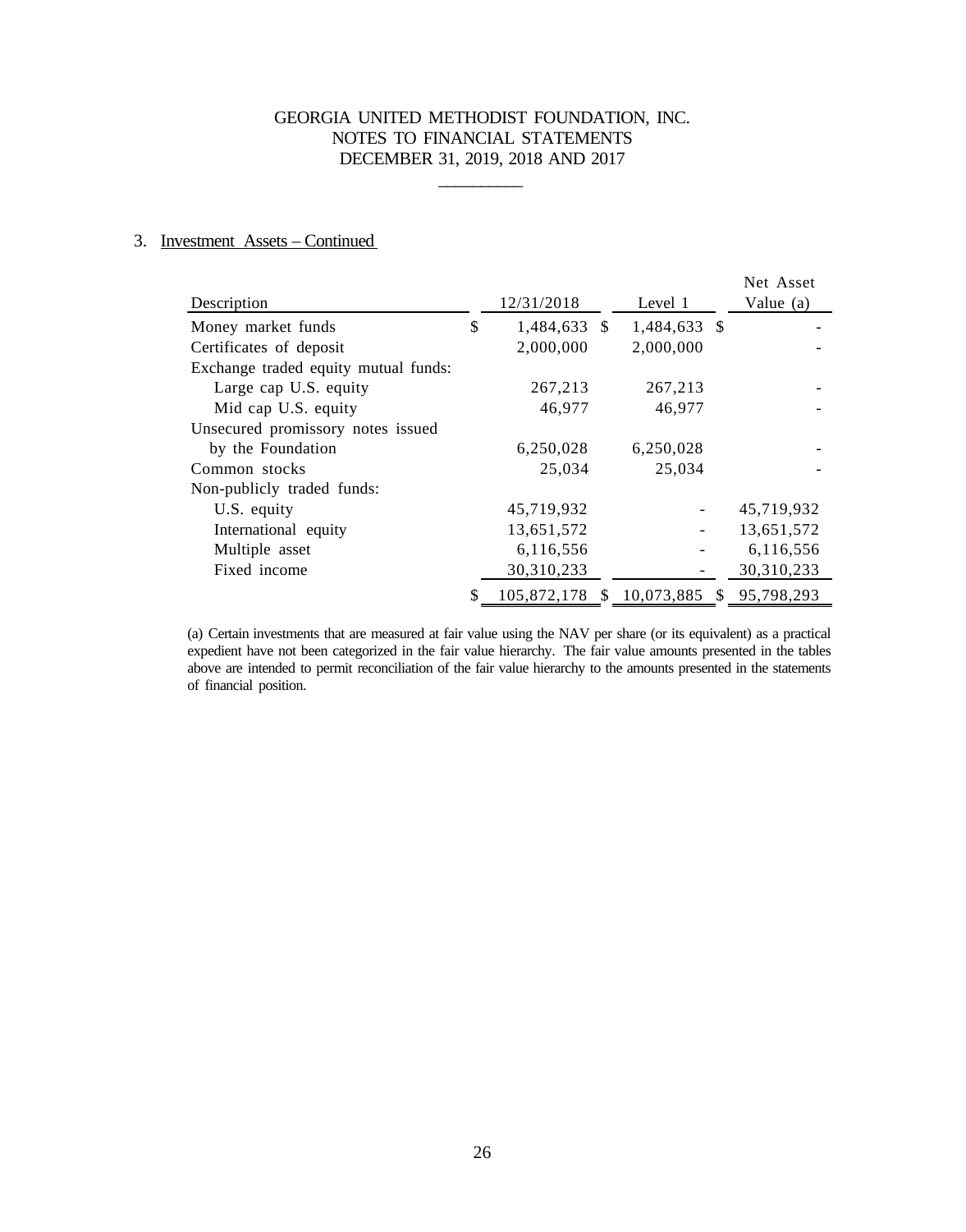GEORGIA UNITED METHODIST FOUNDATION, INC.
NOTES TO FINANCIAL STATEMENTS
DECEMBER 31, 2019, 2018 AND 2017

3. Investment Assets – Continued

| Description | 12/31/2018 | Level 1 | Net Asset Value (a) |
|---|---|---|---|
| Money market funds | $ 1,484,633 | $ 1,484,633 | $ - |
| Certificates of deposit | 2,000,000 | 2,000,000 | - |
| Exchange traded equity mutual funds: | | | |
| Large cap U.S. equity | 267,213 | 267,213 | - |
| Mid cap U.S. equity | 46,977 | 46,977 | - |
| Unsecured promissory notes issued by the Foundation | 6,250,028 | 6,250,028 | - |
| Common stocks | 25,034 | 25,034 | - |
| Non-publicly traded funds: | | | |
| U.S. equity | 45,719,932 | - | 45,719,932 |
| International equity | 13,651,572 | - | 13,651,572 |
| Multiple asset | 6,116,556 | - | 6,116,556 |
| Fixed income | 30,310,233 | - | 30,310,233 |
| | $ 105,872,178 | $ 10,073,885 | $ 95,798,293 |

(a) Certain investments that are measured at fair value using the NAV per share (or its equivalent) as a practical expedient have not been categorized in the fair value hierarchy. The fair value amounts presented in the tables above are intended to permit reconciliation of the fair value hierarchy to the amounts presented in the statements of financial position.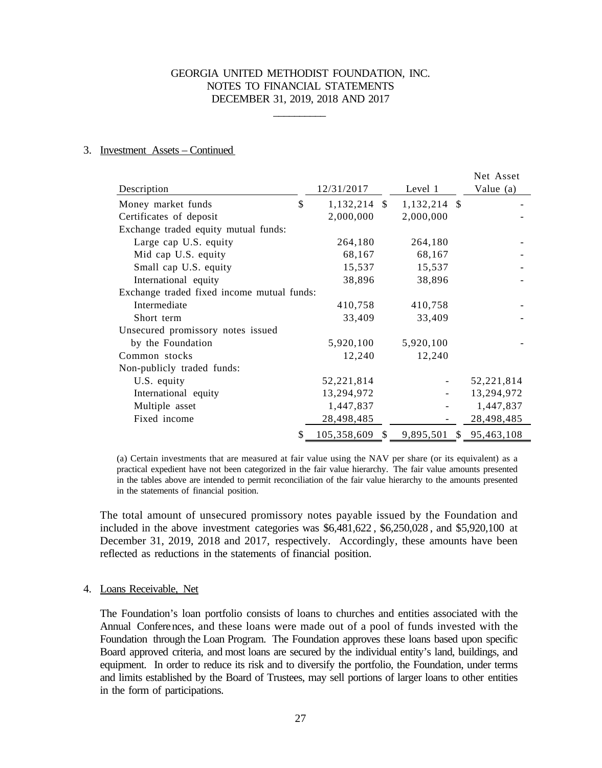GEORGIA UNITED METHODIST FOUNDATION, INC.
NOTES TO FINANCIAL STATEMENTS
DECEMBER 31, 2019, 2018 AND 2017

3. Investment Assets – Continued

| Description | 12/31/2017 | Level 1 | Net Asset Value (a) |
|---|---|---|---|
| Money market funds | $ 1,132,214 | $ 1,132,214 | $ - |
| Certificates of deposit | 2,000,000 | 2,000,000 | - |
| Exchange traded equity mutual funds: | | | |
| Large cap U.S. equity | 264,180 | 264,180 | - |
| Mid cap U.S. equity | 68,167 | 68,167 | - |
| Small cap U.S. equity | 15,537 | 15,537 | - |
| International equity | 38,896 | 38,896 | - |
| Exchange traded fixed income mutual funds: | | | |
| Intermediate | 410,758 | 410,758 | - |
| Short term | 33,409 | 33,409 | - |
| Unsecured promissory notes issued by the Foundation | 5,920,100 | 5,920,100 | - |
| Common stocks | 12,240 | 12,240 | |
| Non-publicly traded funds: | | | |
| U.S. equity | 52,221,814 | - | 52,221,814 |
| International equity | 13,294,972 | - | 13,294,972 |
| Multiple asset | 1,447,837 | - | 1,447,837 |
| Fixed income | 28,498,485 | - | 28,498,485 |
| | $ 105,358,609 | $ 9,895,501 | $ 95,463,108 |

(a) Certain investments that are measured at fair value using the NAV per share (or its equivalent) as a practical expedient have not been categorized in the fair value hierarchy. The fair value amounts presented in the tables above are intended to permit reconciliation of the fair value hierarchy to the amounts presented in the statements of financial position.

The total amount of unsecured promissory notes payable issued by the Foundation and included in the above investment categories was $6,481,622, $6,250,028, and $5,920,100 at December 31, 2019, 2018 and 2017, respectively. Accordingly, these amounts have been reflected as reductions in the statements of financial position.

4. Loans Receivable, Net

The Foundation's loan portfolio consists of loans to churches and entities associated with the Annual Conferences, and these loans were made out of a pool of funds invested with the Foundation through the Loan Program. The Foundation approves these loans based upon specific Board approved criteria, and most loans are secured by the individual entity's land, buildings, and equipment. In order to reduce its risk and to diversify the portfolio, the Foundation, under terms and limits established by the Board of Trustees, may sell portions of larger loans to other entities in the form of participations.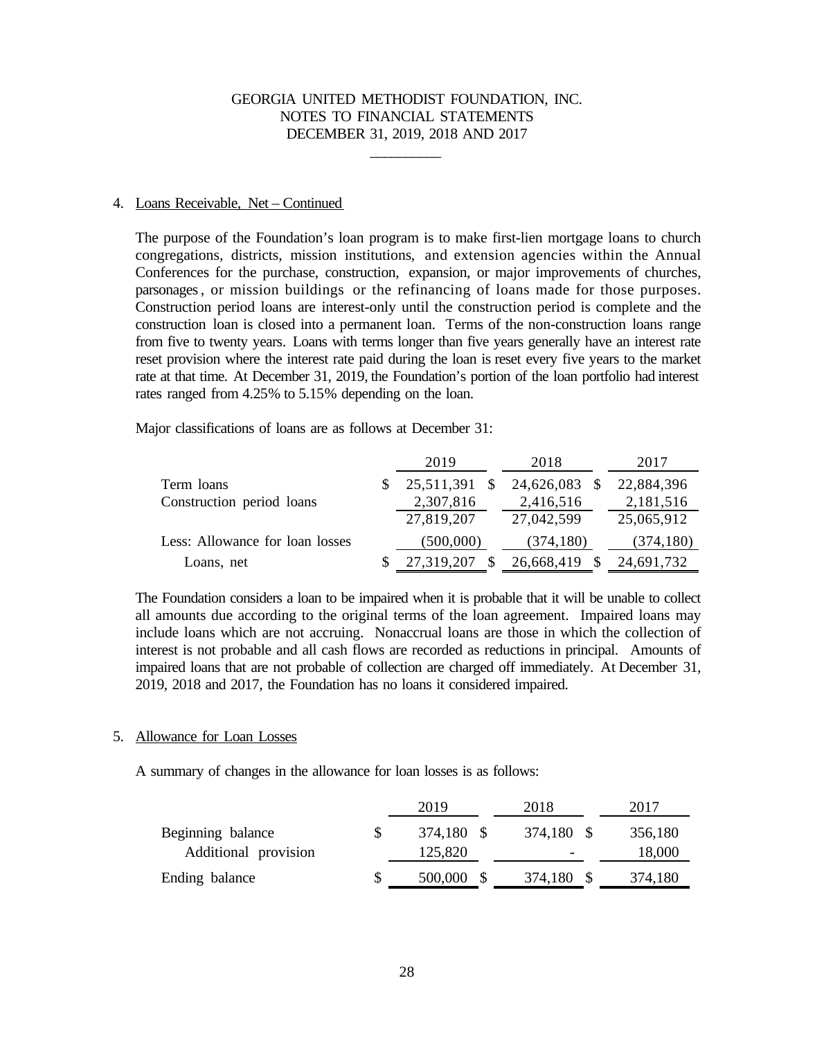GEORGIA UNITED METHODIST FOUNDATION, INC.
NOTES TO FINANCIAL STATEMENTS
DECEMBER 31, 2019, 2018 AND 2017

## 4. Loans Receivable, Net – Continued

The purpose of the Foundation's loan program is to make first-lien mortgage loans to church congregations, districts, mission institutions, and extension agencies within the Annual Conferences for the purchase, construction, expansion, or major improvements of churches, parsonages, or mission buildings or the refinancing of loans made for those purposes. Construction period loans are interest-only until the construction period is complete and the construction loan is closed into a permanent loan. Terms of the non-construction loans range from five to twenty years. Loans with terms longer than five years generally have an interest rate reset provision where the interest rate paid during the loan is reset every five years to the market rate at that time. At December 31, 2019, the Foundation's portion of the loan portfolio had interest rates ranged from 4.25% to 5.15% depending on the loan.

Major classifications of loans are as follows at December 31:

| | 2019 | 2018 | 2017 |
|---|---|---|---|
| Term loans | $ 25,511,391 | $ 24,626,083 | $ 22,884,396 |
| Construction period loans | 2,307,816 | 2,416,516 | 2,181,516 |
| | 27,819,207 | 27,042,599 | 25,065,912 |
| Less: Allowance for loan losses | (500,000) | (374,180) | (374,180) |
| Loans, net | $ 27,319,207 | $ 26,668,419 | $ 24,691,732 |

The Foundation considers a loan to be impaired when it is probable that it will be unable to collect all amounts due according to the original terms of the loan agreement. Impaired loans may include loans which are not accruing. Nonaccrual loans are those in which the collection of interest is not probable and all cash flows are recorded as reductions in principal. Amounts of impaired loans that are not probable of collection are charged off immediately. At December 31, 2019, 2018 and 2017, the Foundation has no loans it considered impaired.

## 5. Allowance for Loan Losses

A summary of changes in the allowance for loan losses is as follows:

| | 2019 | 2018 | 2017 |
|---|---|---|---|
| Beginning balance | $ 374,180 | $ 374,180 | $ 356,180 |
| Additional provision | 125,820 | - | 18,000 |
| Ending balance | $ 500,000 | $ 374,180 | $ 374,180 |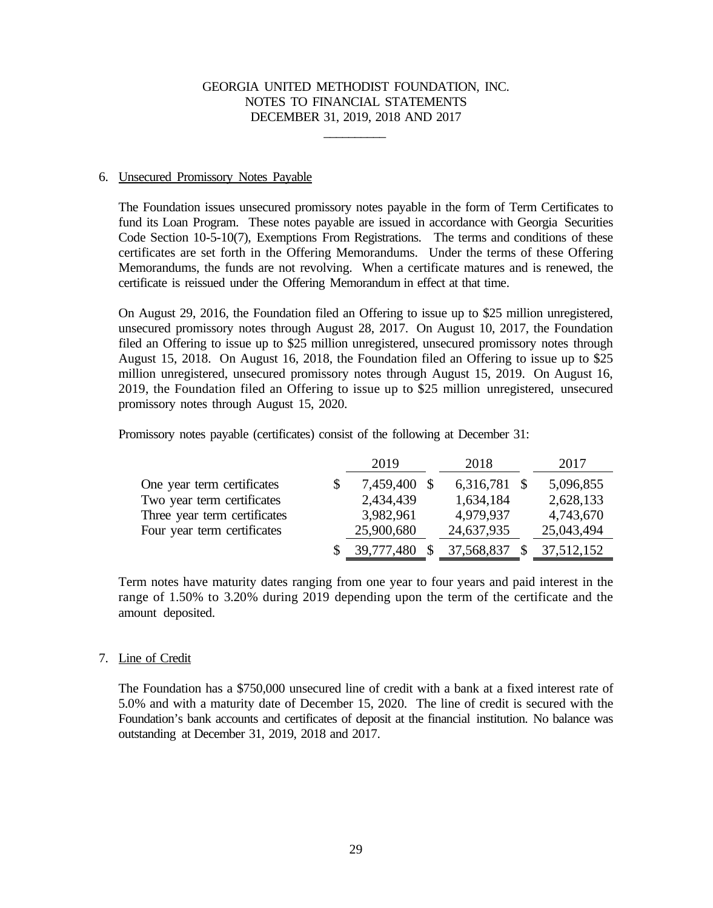GEORGIA UNITED METHODIST FOUNDATION, INC.
NOTES TO FINANCIAL STATEMENTS
DECEMBER 31, 2019, 2018 AND 2017

## 6. Unsecured Promissory Notes Payable

The Foundation issues unsecured promissory notes payable in the form of Term Certificates to fund its Loan Program. These notes payable are issued in accordance with Georgia Securities Code Section 10-5-10(7), Exemptions From Registrations. The terms and conditions of these certificates are set forth in the Offering Memorandums. Under the terms of these Offering Memorandums, the funds are not revolving. When a certificate matures and is renewed, the certificate is reissued under the Offering Memorandum in effect at that time.

On August 29, 2016, the Foundation filed an Offering to issue up to $25 million unregistered, unsecured promissory notes through August 28, 2017. On August 10, 2017, the Foundation filed an Offering to issue up to $25 million unregistered, unsecured promissory notes through August 15, 2018. On August 16, 2018, the Foundation filed an Offering to issue up to $25 million unregistered, unsecured promissory notes through August 15, 2019. On August 16, 2019, the Foundation filed an Offering to issue up to $25 million unregistered, unsecured promissory notes through August 15, 2020.

Promissory notes payable (certificates) consist of the following at December 31:

| | 2019 | 2018 | 2017 |
|---|---|---|---|
| One year term certificates | $ 7,459,400 | $ 6,316,781 | $ 5,096,855 |
| Two year term certificates | 2,434,439 | 1,634,184 | 2,628,133 |
| Three year term certificates | 3,982,961 | 4,979,937 | 4,743,670 |
| Four year term certificates | 25,900,680 | 24,637,935 | 25,043,494 |
| | $ 39,777,480 | $ 37,568,837 | $ 37,512,152 |

Term notes have maturity dates ranging from one year to four years and paid interest in the range of 1.50% to 3.20% during 2019 depending upon the term of the certificate and the amount deposited.

## 7. Line of Credit

The Foundation has a $750,000 unsecured line of credit with a bank at a fixed interest rate of 5.0% and with a maturity date of December 15, 2020. The line of credit is secured with the Foundation's bank accounts and certificates of deposit at the financial institution. No balance was outstanding at December 31, 2019, 2018 and 2017.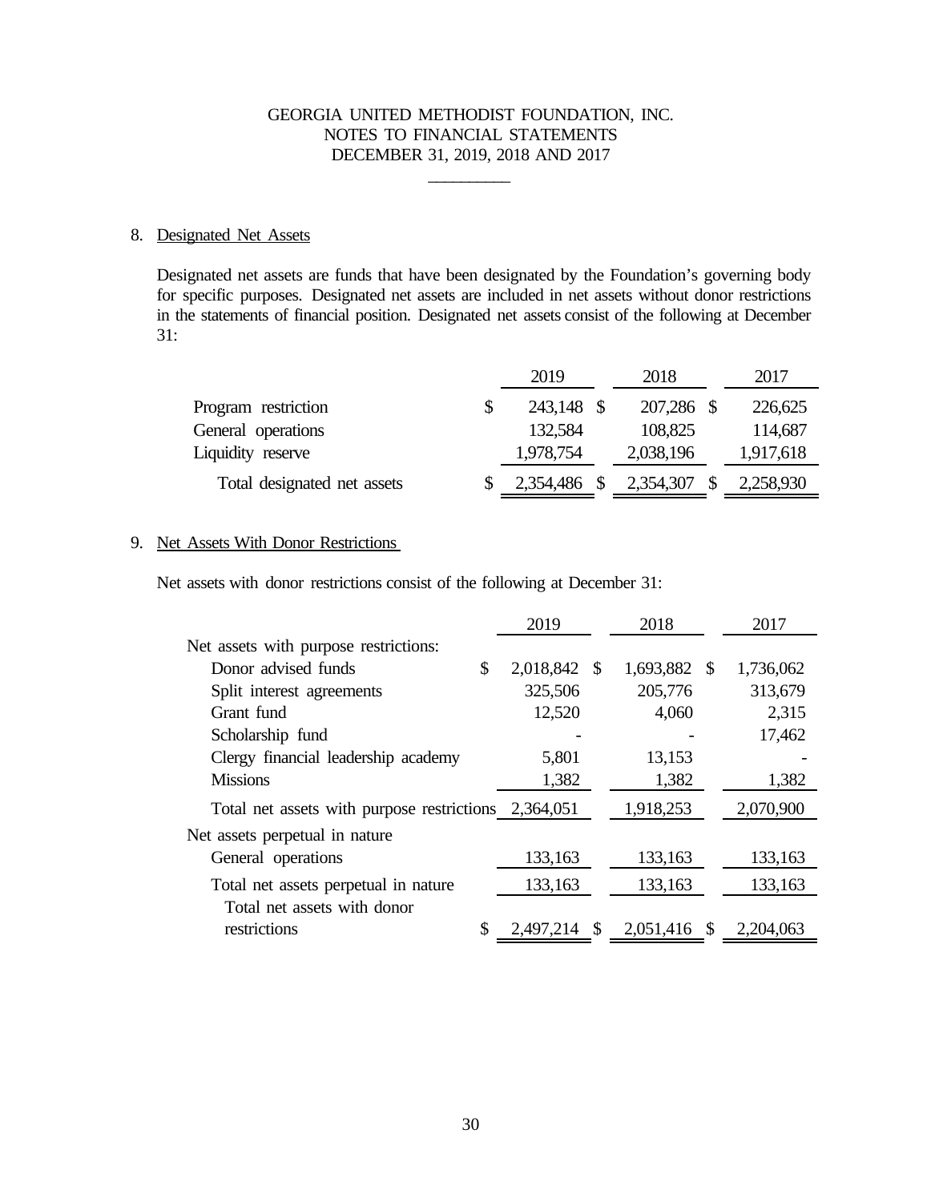GEORGIA UNITED METHODIST FOUNDATION, INC.
NOTES TO FINANCIAL STATEMENTS
DECEMBER 31, 2019, 2018 AND 2017

## 8. Designated Net Assets

Designated net assets are funds that have been designated by the Foundation's governing body for specific purposes. Designated net assets are included in net assets without donor restrictions in the statements of financial position. Designated net assets consist of the following at December 31:

| | 2019 | 2018 | 2017 |
|---|---|---|---|
| Program restriction | $ 243,148 | $ 207,286 | $ 226,625 |
| General operations | 132,584 | 108,825 | 114,687 |
| Liquidity reserve | 1,978,754 | 2,038,196 | 1,917,618 |
| Total designated net assets | $ 2,354,486 | $ 2,354,307 | $ 2,258,930 |

## 9. Net Assets With Donor Restrictions

Net assets with donor restrictions consist of the following at December 31:

| | 2019 | 2018 | 2017 |
|---|---|---|---|
| Net assets with purpose restrictions: | | | |
| Donor advised funds | $ 2,018,842 | $ 1,693,882 | $ 1,736,062 |
| Split interest agreements | 325,506 | 205,776 | 313,679 |
| Grant fund | 12,520 | 4,060 | 2,315 |
| Scholarship fund | - | - | 17,462 |
| Clergy financial leadership academy | 5,801 | 13,153 | - |
| Missions | 1,382 | 1,382 | 1,382 |
| Total net assets with purpose restrictions | 2,364,051 | 1,918,253 | 2,070,900 |
| Net assets perpetual in nature | | | |
| General operations | 133,163 | 133,163 | 133,163 |
| Total net assets perpetual in nature | 133,163 | 133,163 | 133,163 |
| Total net assets with donor restrictions | $ 2,497,214 | $ 2,051,416 | $ 2,204,063 |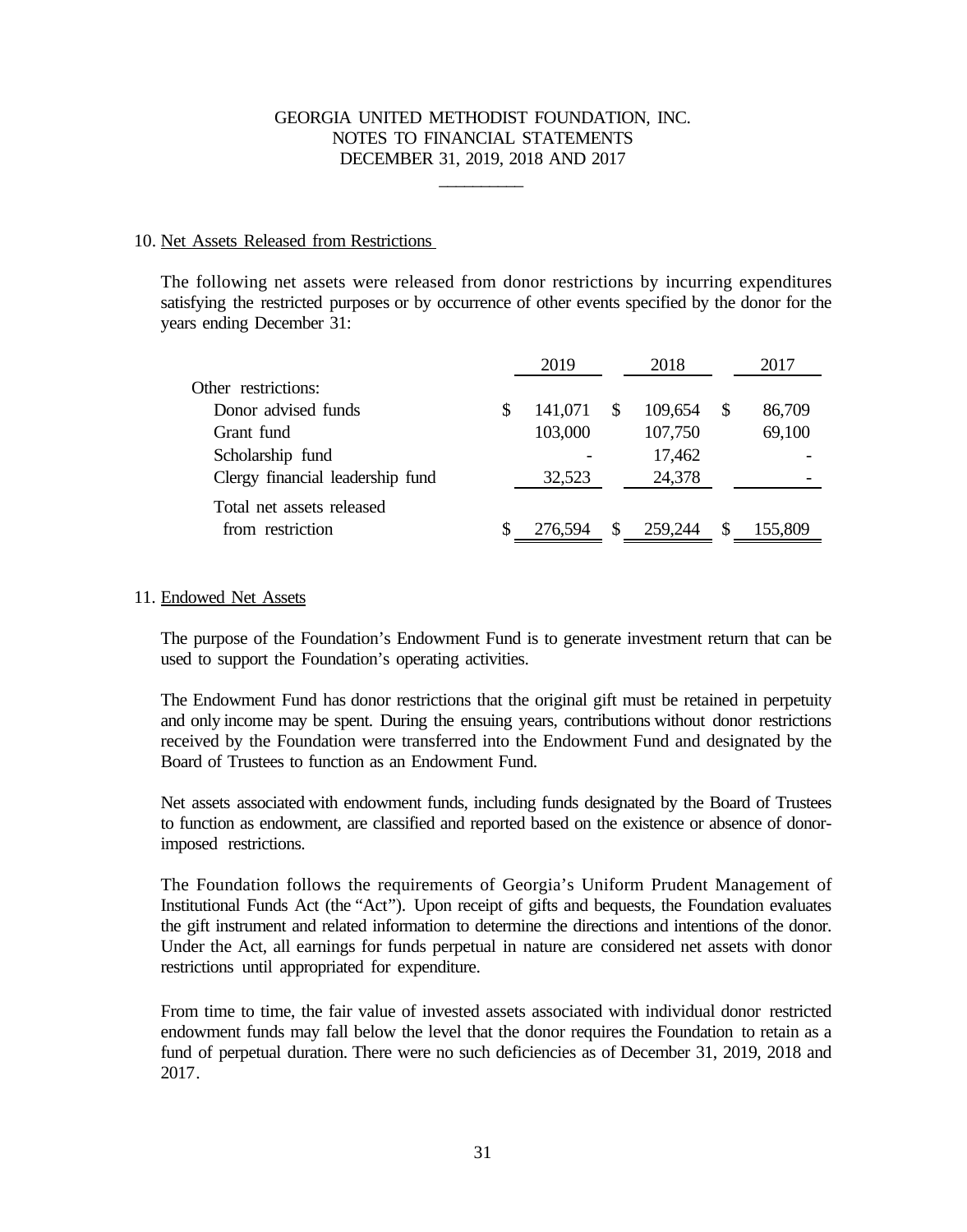GEORGIA UNITED METHODIST FOUNDATION, INC.
NOTES TO FINANCIAL STATEMENTS
DECEMBER 31, 2019, 2018 AND 2017

## 10. Net Assets Released from Restrictions

The following net assets were released from donor restrictions by incurring expenditures satisfying the restricted purposes or by occurrence of other events specified by the donor for the years ending December 31:

| | 2019 | 2018 | 2017 |
|---|---|---|---|
| Other restrictions: | | | |
| Donor advised funds | $ 141,071 | $ 109,654 | $ 86,709 |
| Grant fund | 103,000 | 107,750 | 69,100 |
| Scholarship fund | - | 17,462 | - |
| Clergy financial leadership fund | 32,523 | 24,378 | - |
| Total net assets released from restriction | $ 276,594 | $ 259,244 | $ 155,809 |

## 11. Endowed Net Assets

The purpose of the Foundation's Endowment Fund is to generate investment return that can be used to support the Foundation's operating activities.

The Endowment Fund has donor restrictions that the original gift must be retained in perpetuity and only income may be spent. During the ensuing years, contributions without donor restrictions received by the Foundation were transferred into the Endowment Fund and designated by the Board of Trustees to function as an Endowment Fund.

Net assets associated with endowment funds, including funds designated by the Board of Trustees to function as endowment, are classified and reported based on the existence or absence of donor-imposed restrictions.

The Foundation follows the requirements of Georgia's Uniform Prudent Management of Institutional Funds Act (the "Act"). Upon receipt of gifts and bequests, the Foundation evaluates the gift instrument and related information to determine the directions and intentions of the donor. Under the Act, all earnings for funds perpetual in nature are considered net assets with donor restrictions until appropriated for expenditure.

From time to time, the fair value of invested assets associated with individual donor restricted endowment funds may fall below the level that the donor requires the Foundation to retain as a fund of perpetual duration. There were no such deficiencies as of December 31, 2019, 2018 and 2017.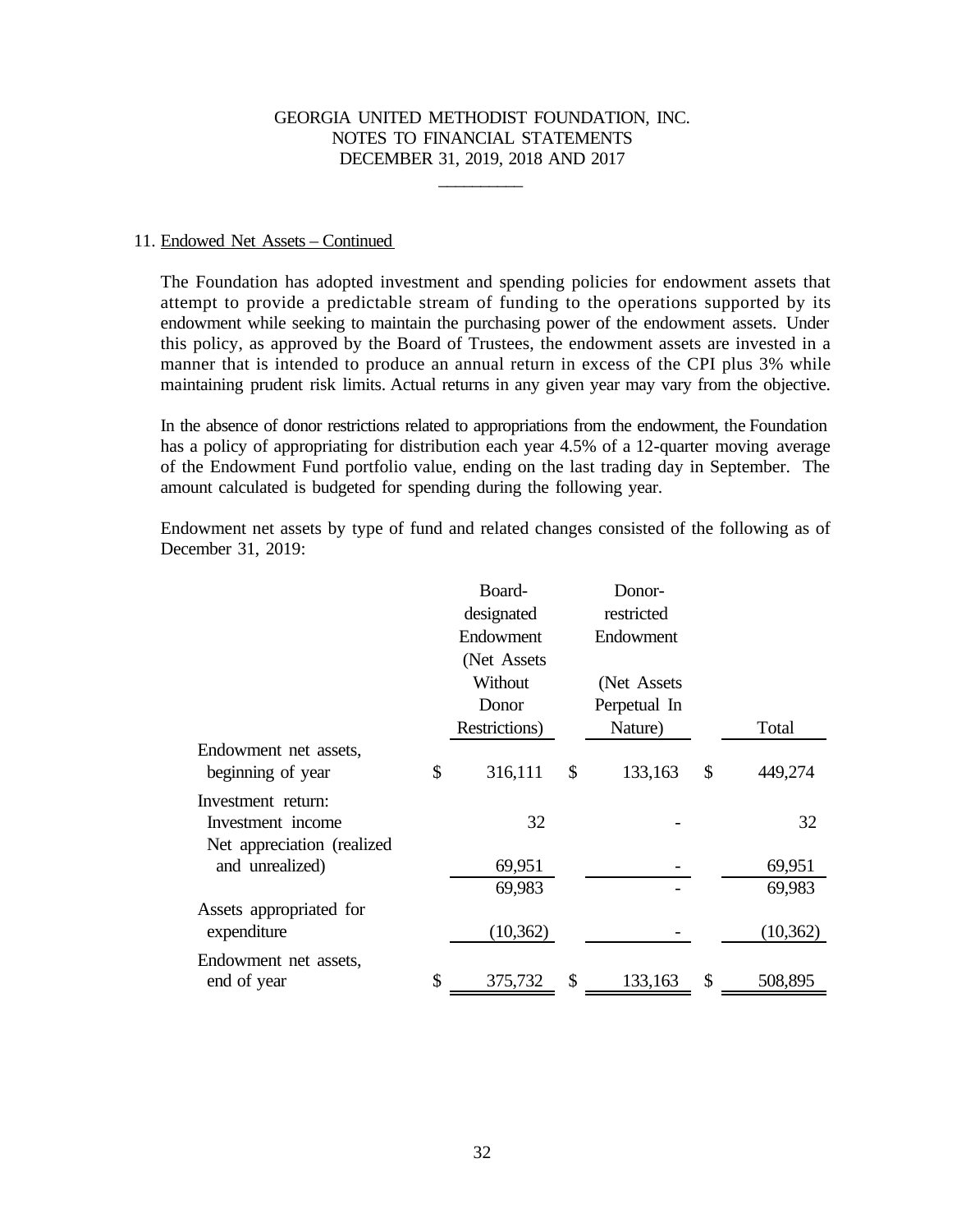11. Endowed Net Assets – Continued

The Foundation has adopted investment and spending policies for endowment assets that attempt to provide a predictable stream of funding to the operations supported by its endowment while seeking to maintain the purchasing power of the endowment assets. Under this policy, as approved by the Board of Trustees, the endowment assets are invested in a manner that is intended to produce an annual return in excess of the CPI plus 3% while maintaining prudent risk limits. Actual returns in any given year may vary from the objective.

In the absence of donor restrictions related to appropriations from the endowment, the Foundation has a policy of appropriating for distribution each year 4.5% of a 12-quarter moving average of the Endowment Fund portfolio value, ending on the last trading day in September. The amount calculated is budgeted for spending during the following year.

Endowment net assets by type of fund and related changes consisted of the following as of December 31, 2019:

| | Board-designated Endowment (Net Assets Without Donor Restrictions) | Donor-restricted Endowment (Net Assets Perpetual In Nature) | Total |
|---|---|---|---|
| Endowment net assets, beginning of year | $ 316,111 | $ 133,163 | $ 449,274 |
| Investment return: | | | |
| Investment income | 32 | - | 32 |
| Net appreciation (realized and unrealized) | 69,951 | - | 69,951 |
| | 69,983 | - | 69,983 |
| Assets appropriated for expenditure | (10,362) | - | (10,362) |
| Endowment net assets, end of year | $ 375,732 | $ 133,163 | $ 508,895 |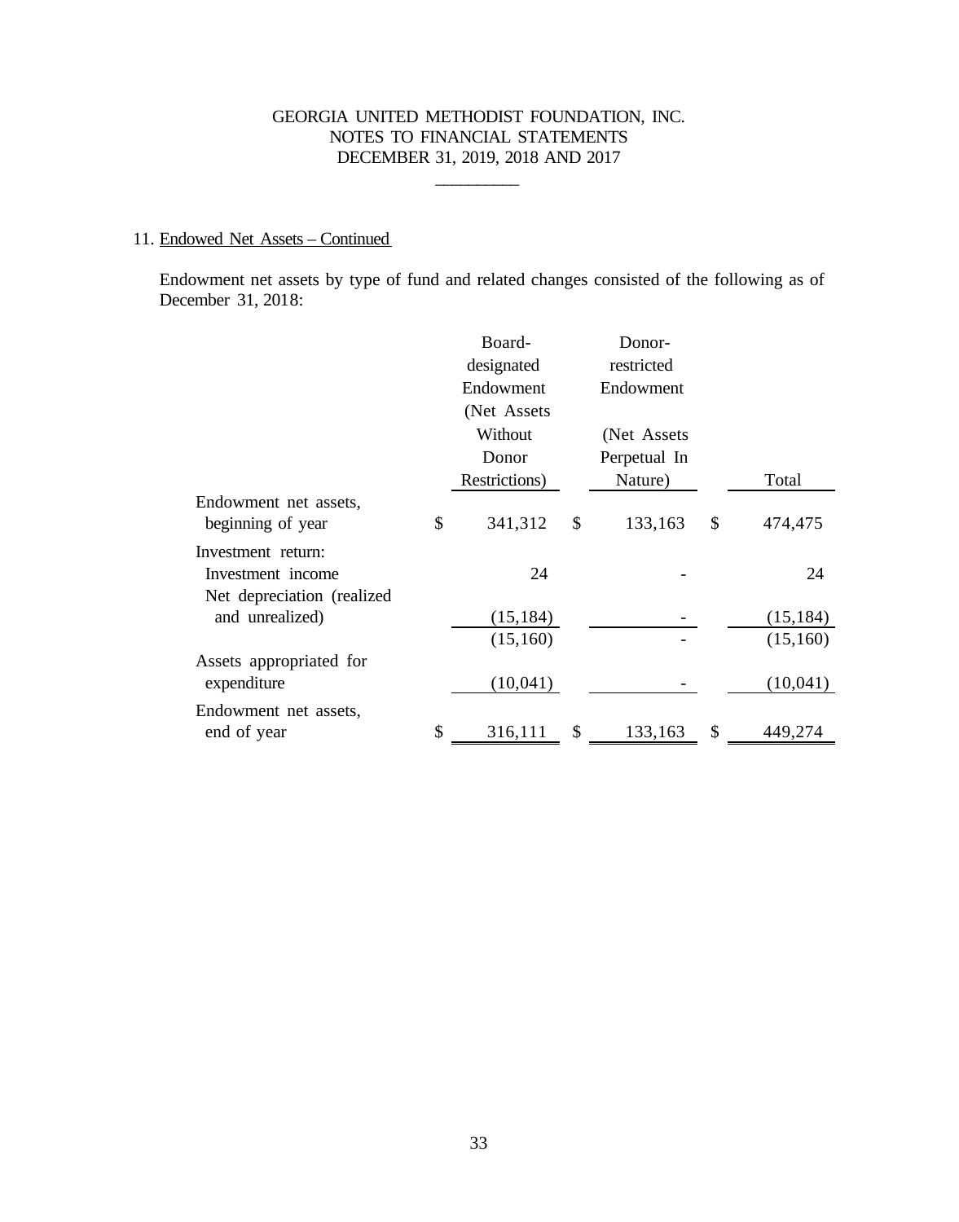GEORGIA UNITED METHODIST FOUNDATION, INC.
NOTES TO FINANCIAL STATEMENTS
DECEMBER 31, 2019, 2018 AND 2017

11. Endowed Net Assets – Continued

Endowment net assets by type of fund and related changes consisted of the following as of December 31, 2018:

| | Board-designated Endowment (Net Assets Without Donor Restrictions) | Donor-restricted Endowment (Net Assets Perpetual In Nature) | Total |
|---|---|---|---|
| Endowment net assets, beginning of year | $ 341,312 | $ 133,163 | $ 474,475 |
| Investment return: | | | |
| Investment income | 24 | - | 24 |
| Net depreciation (realized and unrealized) | (15,184) | - | (15,184) |
| | (15,160) | - | (15,160) |
| Assets appropriated for expenditure | (10,041) | - | (10,041) |
| Endowment net assets, end of year | $ 316,111 | $ 133,163 | $ 449,274 |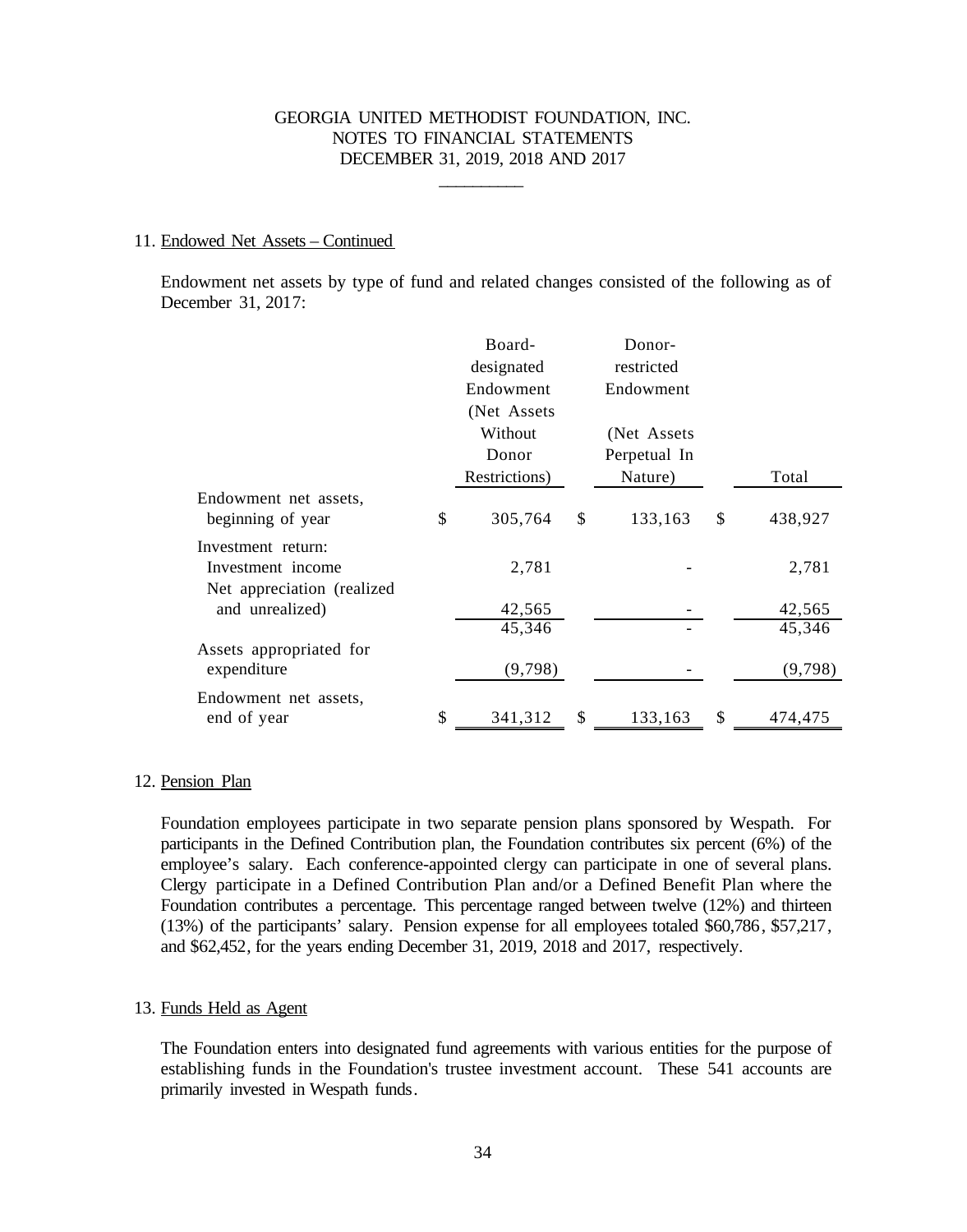GEORGIA UNITED METHODIST FOUNDATION, INC.
NOTES TO FINANCIAL STATEMENTS
DECEMBER 31, 2019, 2018 AND 2017

11. Endowed Net Assets – Continued

Endowment net assets by type of fund and related changes consisted of the following as of December 31, 2017:

| | Board-designated Endowment (Net Assets Without Donor Restrictions) | Donor-restricted Endowment (Net Assets Perpetual In Nature) | Total |
|---|---|---|---|
| Endowment net assets, beginning of year | $ 305,764 | $ 133,163 | $ 438,927 |
| Investment return: | | | |
| Investment income | 2,781 | - | 2,781 |
| Net appreciation (realized and unrealized) | 42,565 | - | 42,565 |
| | 45,346 | - | 45,346 |
| Assets appropriated for expenditure | (9,798) | - | (9,798) |
| Endowment net assets, end of year | $ 341,312 | $ 133,163 | $ 474,475 |

12. Pension Plan

Foundation employees participate in two separate pension plans sponsored by Wespath. For participants in the Defined Contribution plan, the Foundation contributes six percent (6%) of the employee's salary. Each conference-appointed clergy can participate in one of several plans. Clergy participate in a Defined Contribution Plan and/or a Defined Benefit Plan where the Foundation contributes a percentage. This percentage ranged between twelve (12%) and thirteen (13%) of the participants' salary. Pension expense for all employees totaled $60,786, $57,217, and $62,452, for the years ending December 31, 2019, 2018 and 2017, respectively.

13. Funds Held as Agent

The Foundation enters into designated fund agreements with various entities for the purpose of establishing funds in the Foundation's trustee investment account. These 541 accounts are primarily invested in Wespath funds.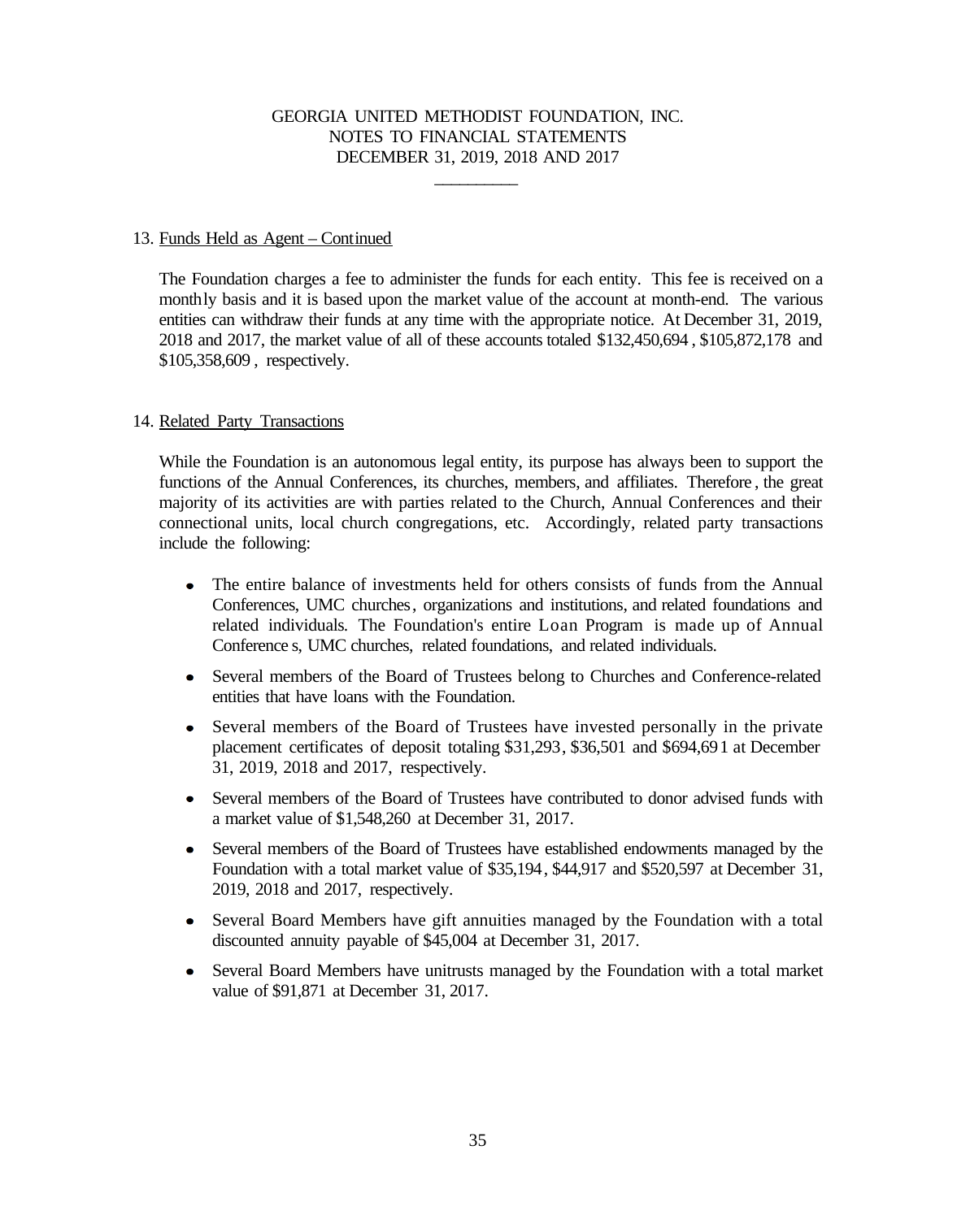# GEORGIA UNITED METHODIST FOUNDATION, INC.
## NOTES TO FINANCIAL STATEMENTS
## DECEMBER 31, 2019, 2018 AND 2017

13. Funds Held as Agent – Continued

The Foundation charges a fee to administer the funds for each entity. This fee is received on a monthly basis and it is based upon the market value of the account at month-end. The various entities can withdraw their funds at any time with the appropriate notice. At December 31, 2019, 2018 and 2017, the market value of all of these accounts totaled $132,450,694 , $105,872,178 and $105,358,609 , respectively.

14. Related Party Transactions

While the Foundation is an autonomous legal entity, its purpose has always been to support the functions of the Annual Conferences, its churches, members, and affiliates. Therefore, the great majority of its activities are with parties related to the Church, Annual Conferences and their connectional units, local church congregations, etc. Accordingly, related party transactions include the following:

- The entire balance of investments held for others consists of funds from the Annual Conferences, UMC churches, organizations and institutions, and related foundations and related individuals. The Foundation's entire Loan Program is made up of Annual Conference s, UMC churches, related foundations, and related individuals.
- Several members of the Board of Trustees belong to Churches and Conference-related entities that have loans with the Foundation.
- Several members of the Board of Trustees have invested personally in the private placement certificates of deposit totaling $31,293, $36,501 and $694,691 at December 31, 2019, 2018 and 2017, respectively.
- Several members of the Board of Trustees have contributed to donor advised funds with a market value of $1,548,260 at December 31, 2017.
- Several members of the Board of Trustees have established endowments managed by the Foundation with a total market value of $35,194, $44,917 and $520,597 at December 31, 2019, 2018 and 2017, respectively.
- Several Board Members have gift annuities managed by the Foundation with a total discounted annuity payable of $45,004 at December 31, 2017.
- Several Board Members have unitrusts managed by the Foundation with a total market value of $91,871 at December 31, 2017.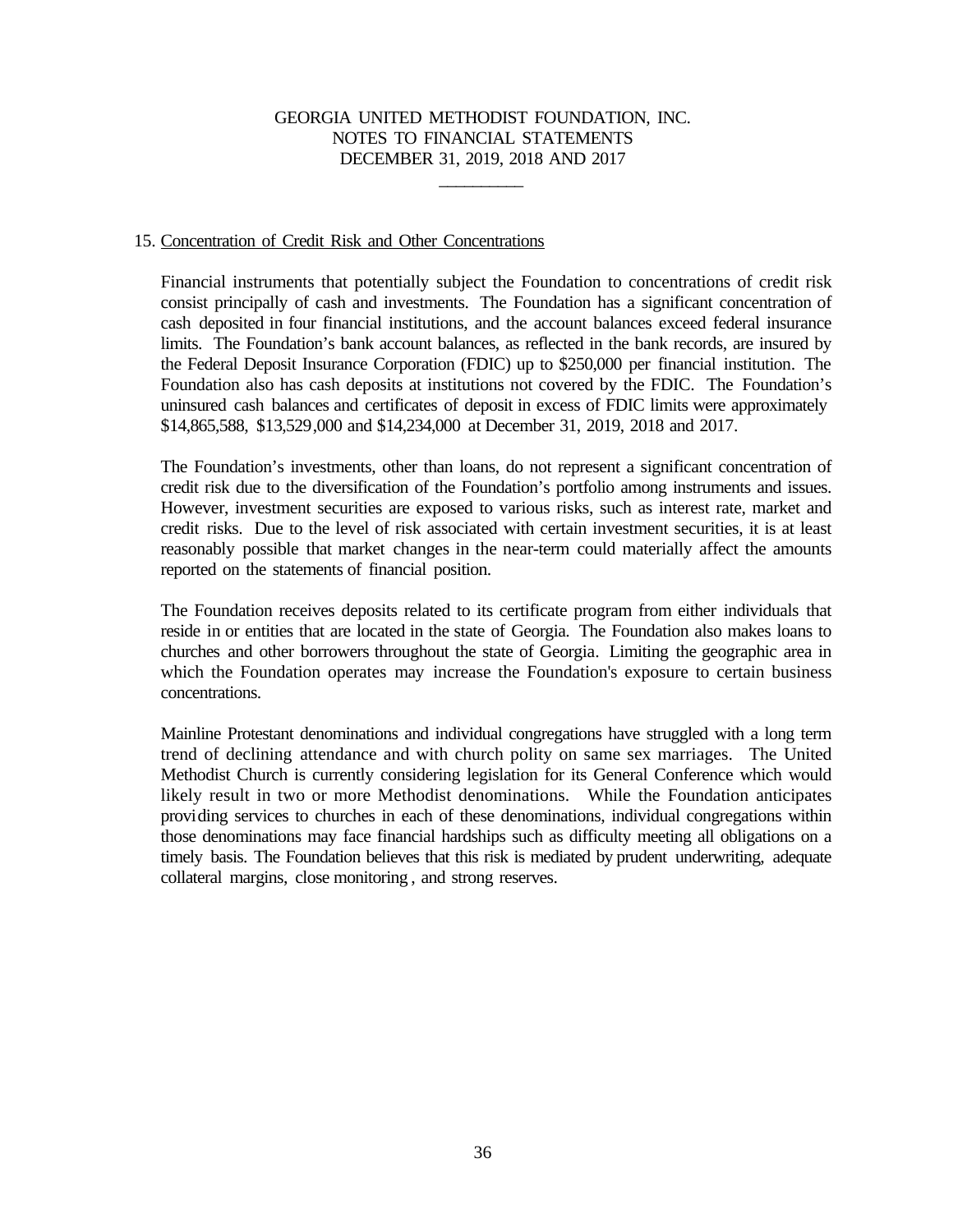GEORGIA UNITED METHODIST FOUNDATION, INC.
NOTES TO FINANCIAL STATEMENTS
DECEMBER 31, 2019, 2018 AND 2017

## 15. Concentration of Credit Risk and Other Concentrations

Financial instruments that potentially subject the Foundation to concentrations of credit risk consist principally of cash and investments. The Foundation has a significant concentration of cash deposited in four financial institutions, and the account balances exceed federal insurance limits. The Foundation's bank account balances, as reflected in the bank records, are insured by the Federal Deposit Insurance Corporation (FDIC) up to $250,000 per financial institution. The Foundation also has cash deposits at institutions not covered by the FDIC. The Foundation's uninsured cash balances and certificates of deposit in excess of FDIC limits were approximately $14,865,588, $13,529,000 and $14,234,000 at December 31, 2019, 2018 and 2017.

The Foundation's investments, other than loans, do not represent a significant concentration of credit risk due to the diversification of the Foundation's portfolio among instruments and issues. However, investment securities are exposed to various risks, such as interest rate, market and credit risks. Due to the level of risk associated with certain investment securities, it is at least reasonably possible that market changes in the near-term could materially affect the amounts reported on the statements of financial position.

The Foundation receives deposits related to its certificate program from either individuals that reside in or entities that are located in the state of Georgia. The Foundation also makes loans to churches and other borrowers throughout the state of Georgia. Limiting the geographic area in which the Foundation operates may increase the Foundation's exposure to certain business concentrations.

Mainline Protestant denominations and individual congregations have struggled with a long term trend of declining attendance and with church polity on same sex marriages. The United Methodist Church is currently considering legislation for its General Conference which would likely result in two or more Methodist denominations. While the Foundation anticipates providing services to churches in each of these denominations, individual congregations within those denominations may face financial hardships such as difficulty meeting all obligations on a timely basis. The Foundation believes that this risk is mediated by prudent underwriting, adequate collateral margins, close monitoring, and strong reserves.